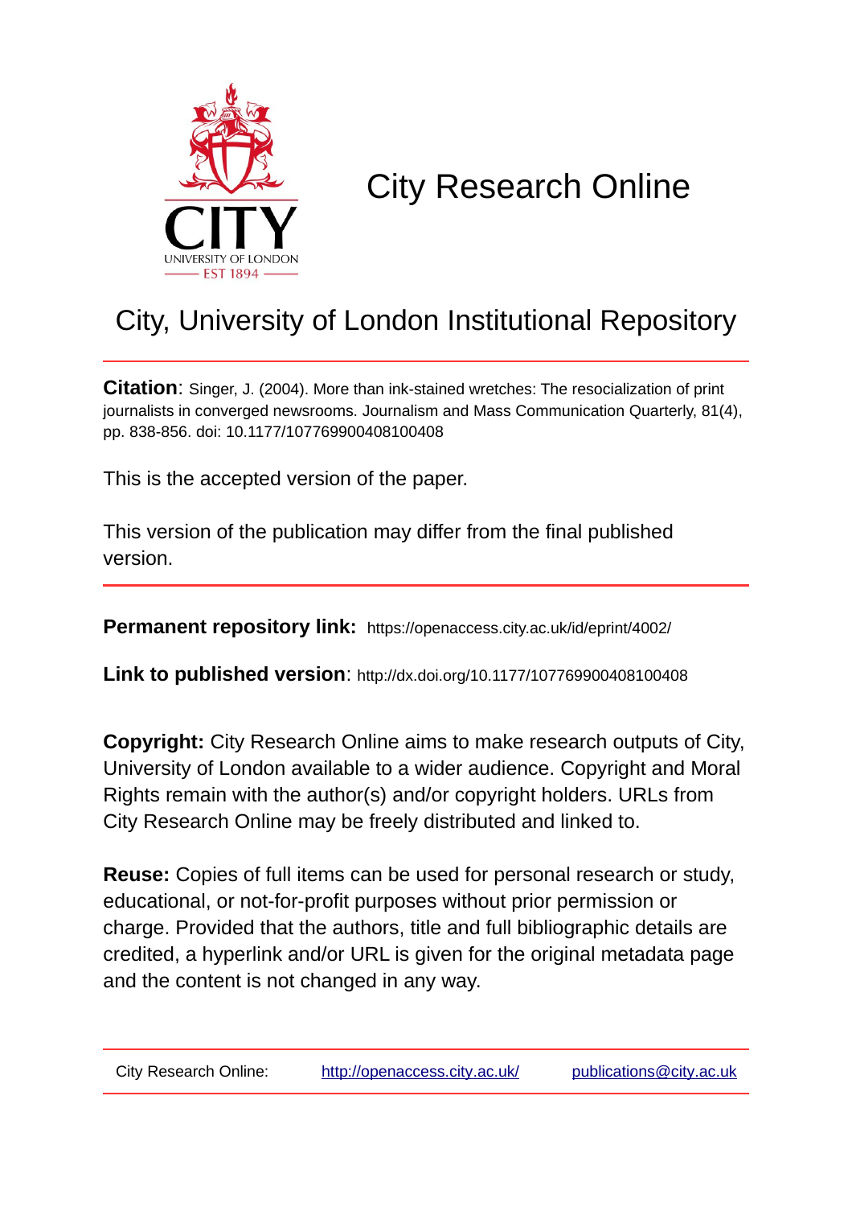# City Research Online

## City, University of London Institutional Repository

**Citation**: Singer, J. (2004). More than ink-stained wretches: The resocialization of print journalists in converged newsrooms. Journalism and Mass Communication Quarterly, 81(4), pp. 838-856. doi: 10.1177/107769900408100408

This is the accepted version of the paper.

This version of the publication may differ from the final published version.

**Permanent repository link:** https://openaccess.city.ac.uk/id/eprint/4002/

**Link to published version**: http://dx.doi.org/10.1177/107769900408100408

**Copyright:** City Research Online aims to make research outputs of City, University of London available to a wider audience. Copyright and Moral Rights remain with the author(s) and/or copyright holders. URLs from City Research Online may be freely distributed and linked to.

**Reuse:** Copies of full items can be used for personal research or study, educational, or not-for-profit purposes without prior permission or charge. Provided that the authors, title and full bibliographic details are credited, a hyperlink and/or URL is given for the original metadata page and the content is not changed in any way.

City Research Online: http://openaccess.city.ac.uk/ publications@city.ac.uk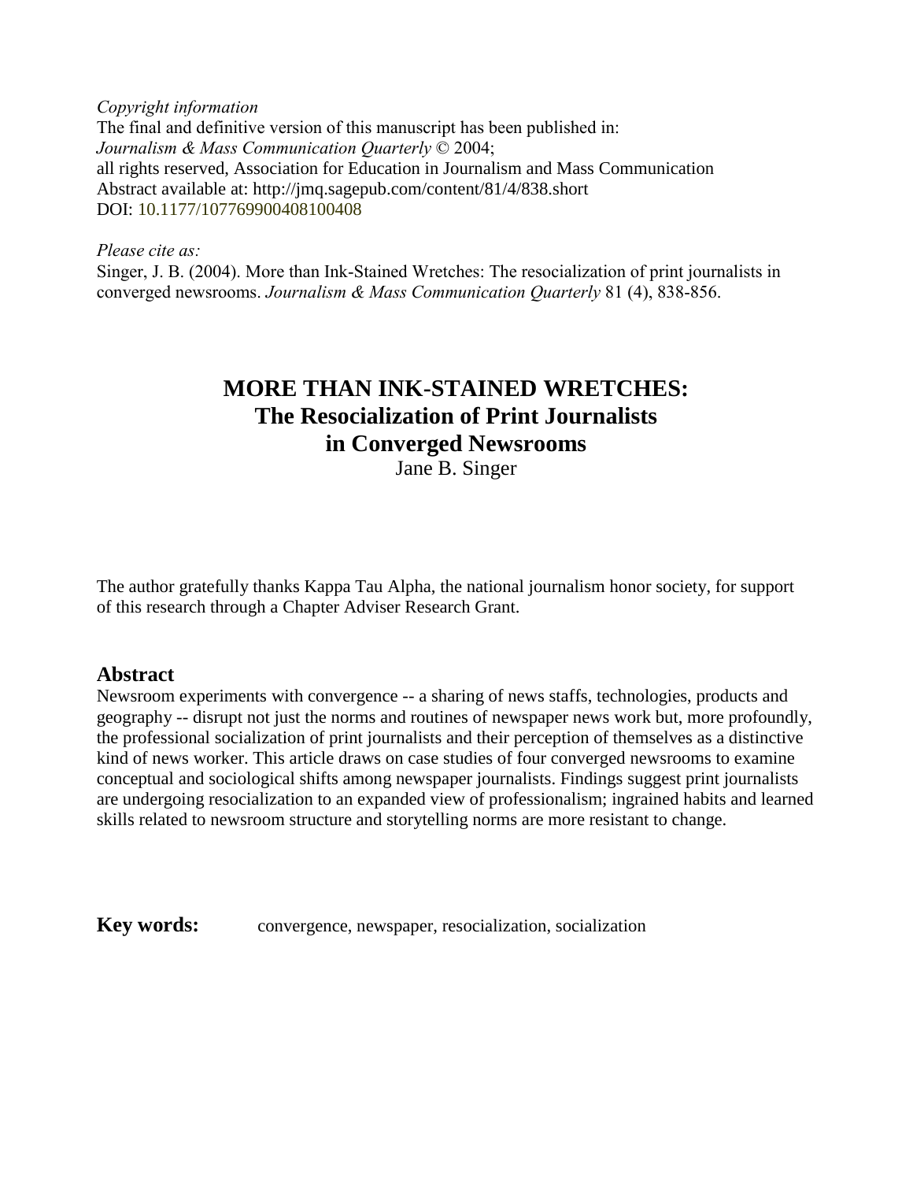*Copyright information*
The final and definitive version of this manuscript has been published in:
*Journalism & Mass Communication Quarterly* © 2004;
all rights reserved, Association for Education in Journalism and Mass Communication
Abstract available at: http://jmq.sagepub.com/content/81/4/838.short
DOI: 10.1177/107769900408100408

*Please cite as:*
Singer, J. B. (2004). More than Ink-Stained Wretches: The resocialization of print journalists in converged newsrooms. *Journalism & Mass Communication Quarterly* 81 (4), 838-856.

# MORE THAN INK-STAINED WRETCHES: The Resocialization of Print Journalists in Converged Newsrooms

Jane B. Singer

The author gratefully thanks Kappa Tau Alpha, the national journalism honor society, for support of this research through a Chapter Adviser Research Grant.

## Abstract

Newsroom experiments with convergence -- a sharing of news staffs, technologies, products and geography -- disrupt not just the norms and routines of newspaper news work but, more profoundly, the professional socialization of print journalists and their perception of themselves as a distinctive kind of news worker. This article draws on case studies of four converged newsrooms to examine conceptual and sociological shifts among newspaper journalists. Findings suggest print journalists are undergoing resocialization to an expanded view of professionalism; ingrained habits and learned skills related to newsroom structure and storytelling norms are more resistant to change.

**Key words:** convergence, newspaper, resocialization, socialization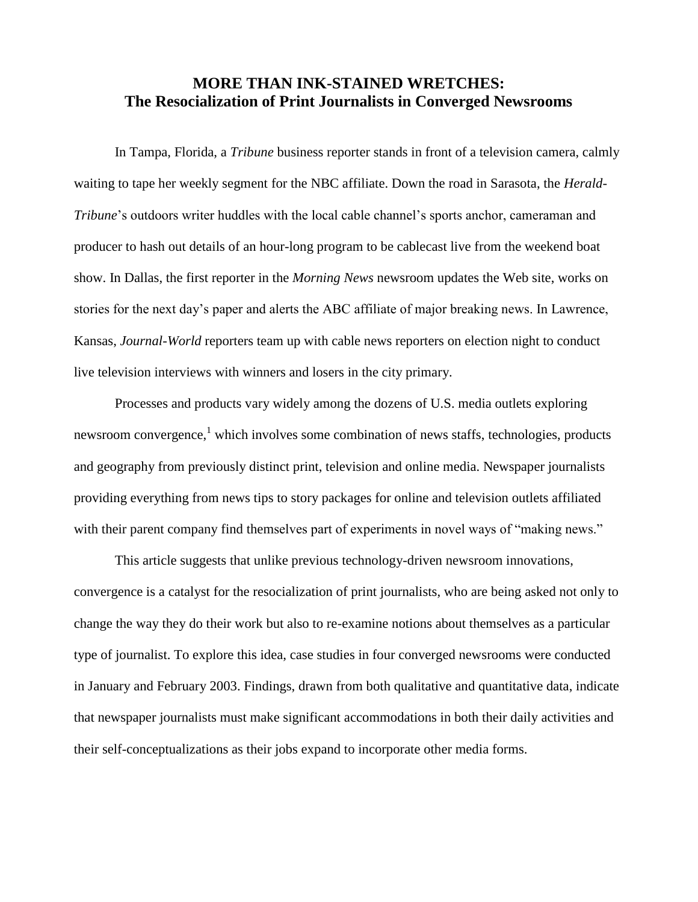# MORE THAN INK-STAINED WRETCHES:
## The Resocialization of Print Journalists in Converged Newsrooms

In Tampa, Florida, a *Tribune* business reporter stands in front of a television camera, calmly waiting to tape her weekly segment for the NBC affiliate. Down the road in Sarasota, the *Herald-Tribune*'s outdoors writer huddles with the local cable channel's sports anchor, cameraman and producer to hash out details of an hour-long program to be cablecast live from the weekend boat show. In Dallas, the first reporter in the *Morning News* newsroom updates the Web site, works on stories for the next day's paper and alerts the ABC affiliate of major breaking news. In Lawrence, Kansas, *Journal-World* reporters team up with cable news reporters on election night to conduct live television interviews with winners and losers in the city primary.

Processes and products vary widely among the dozens of U.S. media outlets exploring newsroom convergence,[1] which involves some combination of news staffs, technologies, products and geography from previously distinct print, television and online media. Newspaper journalists providing everything from news tips to story packages for online and television outlets affiliated with their parent company find themselves part of experiments in novel ways of "making news."

This article suggests that unlike previous technology-driven newsroom innovations, convergence is a catalyst for the resocialization of print journalists, who are being asked not only to change the way they do their work but also to re-examine notions about themselves as a particular type of journalist. To explore this idea, case studies in four converged newsrooms were conducted in January and February 2003. Findings, drawn from both qualitative and quantitative data, indicate that newspaper journalists must make significant accommodations in both their daily activities and their self-conceptualizations as their jobs expand to incorporate other media forms.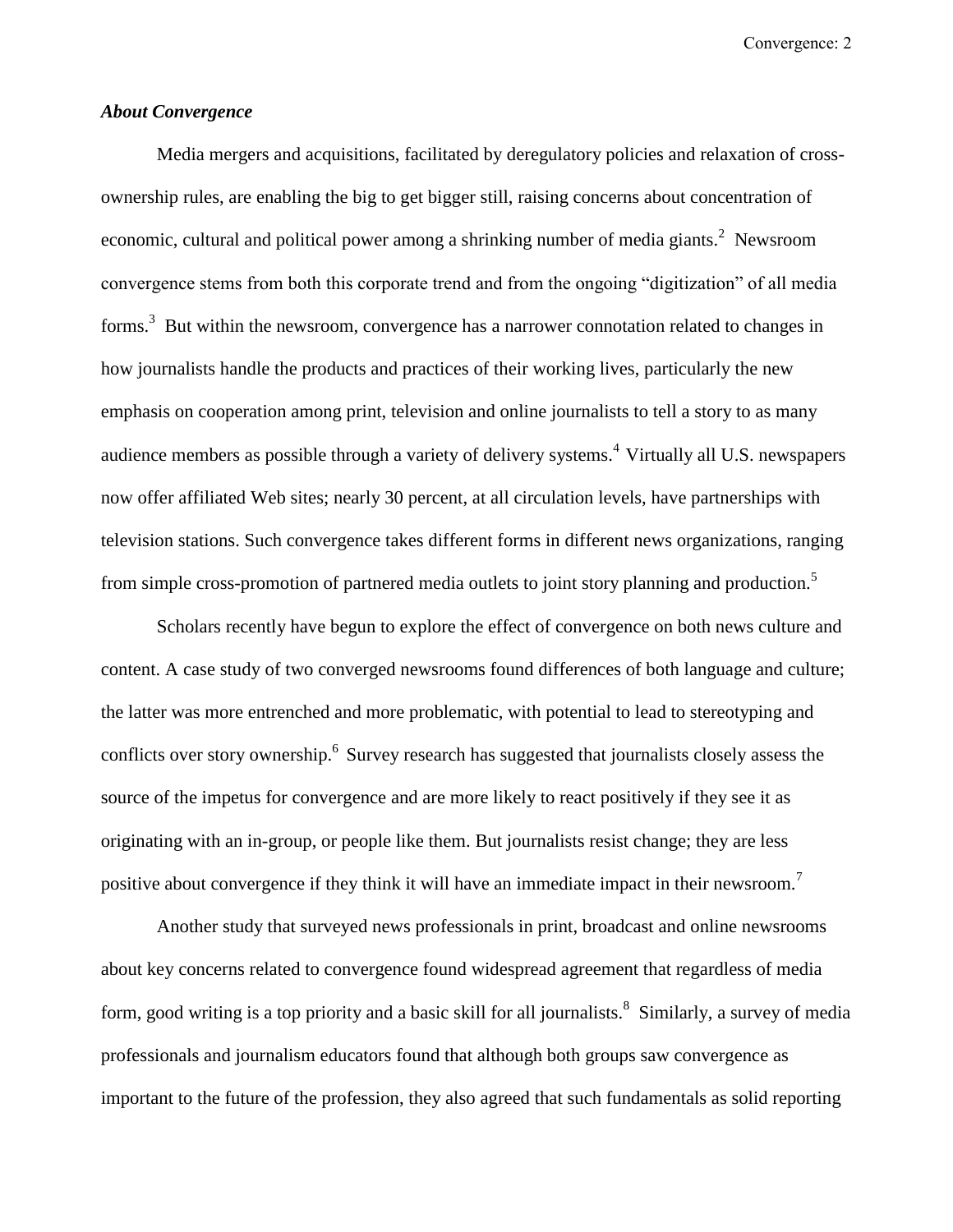### *About Convergence*

Media mergers and acquisitions, facilitated by deregulatory policies and relaxation of cross-ownership rules, are enabling the big to get bigger still, raising concerns about concentration of economic, cultural and political power among a shrinking number of media giants.[2] Newsroom convergence stems from both this corporate trend and from the ongoing "digitization" of all media forms.[3] But within the newsroom, convergence has a narrower connotation related to changes in how journalists handle the products and practices of their working lives, particularly the new emphasis on cooperation among print, television and online journalists to tell a story to as many audience members as possible through a variety of delivery systems.[4] Virtually all U.S. newspapers now offer affiliated Web sites; nearly 30 percent, at all circulation levels, have partnerships with television stations. Such convergence takes different forms in different news organizations, ranging from simple cross-promotion of partnered media outlets to joint story planning and production.[5]

Scholars recently have begun to explore the effect of convergence on both news culture and content. A case study of two converged newsrooms found differences of both language and culture; the latter was more entrenched and more problematic, with potential to lead to stereotyping and conflicts over story ownership.[6] Survey research has suggested that journalists closely assess the source of the impetus for convergence and are more likely to react positively if they see it as originating with an in-group, or people like them. But journalists resist change; they are less positive about convergence if they think it will have an immediate impact in their newsroom.[7]

Another study that surveyed news professionals in print, broadcast and online newsrooms about key concerns related to convergence found widespread agreement that regardless of media form, good writing is a top priority and a basic skill for all journalists.[8] Similarly, a survey of media professionals and journalism educators found that although both groups saw convergence as important to the future of the profession, they also agreed that such fundamentals as solid reporting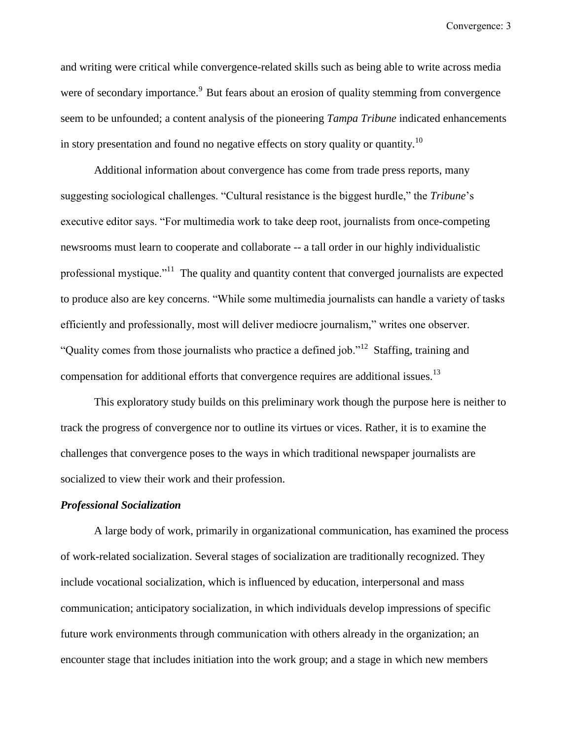and writing were critical while convergence-related skills such as being able to write across media were of secondary importance.[9] But fears about an erosion of quality stemming from convergence seem to be unfounded; a content analysis of the pioneering *Tampa Tribune* indicated enhancements in story presentation and found no negative effects on story quality or quantity.[10]

Additional information about convergence has come from trade press reports, many suggesting sociological challenges. "Cultural resistance is the biggest hurdle," the *Tribune*'s executive editor says. "For multimedia work to take deep root, journalists from once-competing newsrooms must learn to cooperate and collaborate -- a tall order in our highly individualistic professional mystique."[11] The quality and quantity content that converged journalists are expected to produce also are key concerns. "While some multimedia journalists can handle a variety of tasks efficiently and professionally, most will deliver mediocre journalism," writes one observer. "Quality comes from those journalists who practice a defined job."[12] Staffing, training and compensation for additional efforts that convergence requires are additional issues.[13]

This exploratory study builds on this preliminary work though the purpose here is neither to track the progress of convergence nor to outline its virtues or vices. Rather, it is to examine the challenges that convergence poses to the ways in which traditional newspaper journalists are socialized to view their work and their profession.

### *Professional Socialization*

A large body of work, primarily in organizational communication, has examined the process of work-related socialization. Several stages of socialization are traditionally recognized. They include vocational socialization, which is influenced by education, interpersonal and mass communication; anticipatory socialization, in which individuals develop impressions of specific future work environments through communication with others already in the organization; an encounter stage that includes initiation into the work group; and a stage in which new members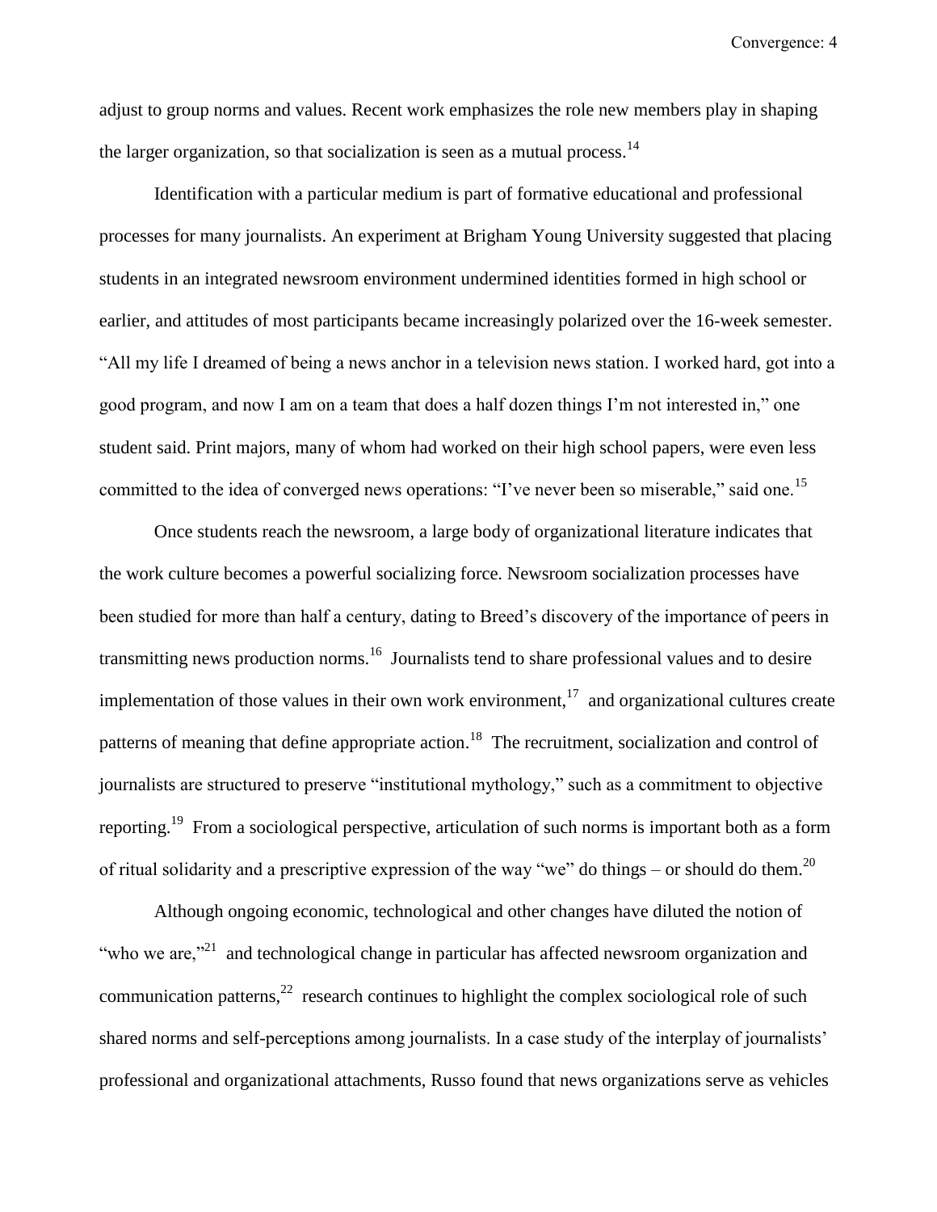adjust to group norms and values. Recent work emphasizes the role new members play in shaping the larger organization, so that socialization is seen as a mutual process.[14]

Identification with a particular medium is part of formative educational and professional processes for many journalists. An experiment at Brigham Young University suggested that placing students in an integrated newsroom environment undermined identities formed in high school or earlier, and attitudes of most participants became increasingly polarized over the 16-week semester. "All my life I dreamed of being a news anchor in a television news station. I worked hard, got into a good program, and now I am on a team that does a half dozen things I'm not interested in," one student said. Print majors, many of whom had worked on their high school papers, were even less committed to the idea of converged news operations: "I've never been so miserable," said one.[15]

Once students reach the newsroom, a large body of organizational literature indicates that the work culture becomes a powerful socializing force. Newsroom socialization processes have been studied for more than half a century, dating to Breed's discovery of the importance of peers in transmitting news production norms.[16] Journalists tend to share professional values and to desire implementation of those values in their own work environment,[17] and organizational cultures create patterns of meaning that define appropriate action.[18] The recruitment, socialization and control of journalists are structured to preserve "institutional mythology," such as a commitment to objective reporting.[19] From a sociological perspective, articulation of such norms is important both as a form of ritual solidarity and a prescriptive expression of the way "we" do things – or should do them.[20]

Although ongoing economic, technological and other changes have diluted the notion of "who we are,"[21] and technological change in particular has affected newsroom organization and communication patterns,[22] research continues to highlight the complex sociological role of such shared norms and self-perceptions among journalists. In a case study of the interplay of journalists' professional and organizational attachments, Russo found that news organizations serve as vehicles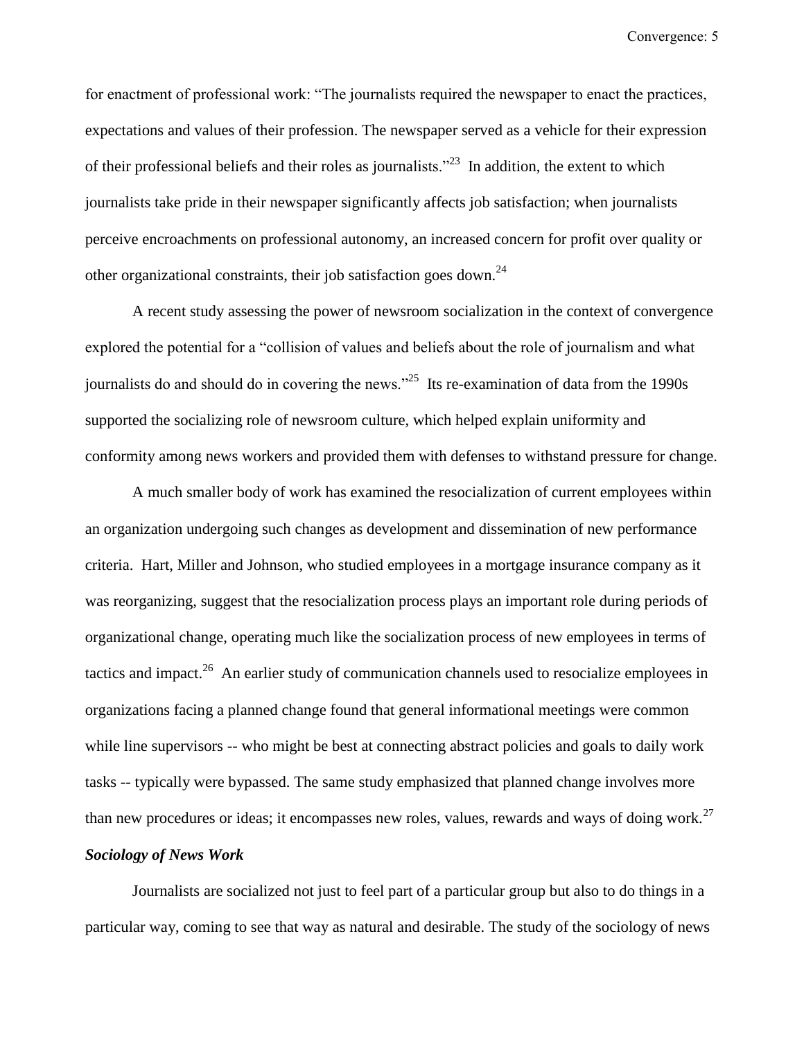for enactment of professional work: "The journalists required the newspaper to enact the practices, expectations and values of their profession. The newspaper served as a vehicle for their expression of their professional beliefs and their roles as journalists."[23] In addition, the extent to which journalists take pride in their newspaper significantly affects job satisfaction; when journalists perceive encroachments on professional autonomy, an increased concern for profit over quality or other organizational constraints, their job satisfaction goes down.[24]

A recent study assessing the power of newsroom socialization in the context of convergence explored the potential for a "collision of values and beliefs about the role of journalism and what journalists do and should do in covering the news."[25] Its re-examination of data from the 1990s supported the socializing role of newsroom culture, which helped explain uniformity and conformity among news workers and provided them with defenses to withstand pressure for change.

A much smaller body of work has examined the resocialization of current employees within an organization undergoing such changes as development and dissemination of new performance criteria. Hart, Miller and Johnson, who studied employees in a mortgage insurance company as it was reorganizing, suggest that the resocialization process plays an important role during periods of organizational change, operating much like the socialization process of new employees in terms of tactics and impact.[26] An earlier study of communication channels used to resocialize employees in organizations facing a planned change found that general informational meetings were common while line supervisors -- who might be best at connecting abstract policies and goals to daily work tasks -- typically were bypassed. The same study emphasized that planned change involves more than new procedures or ideas; it encompasses new roles, values, rewards and ways of doing work.[27]

### *Sociology of News Work*

Journalists are socialized not just to feel part of a particular group but also to do things in a particular way, coming to see that way as natural and desirable. The study of the sociology of news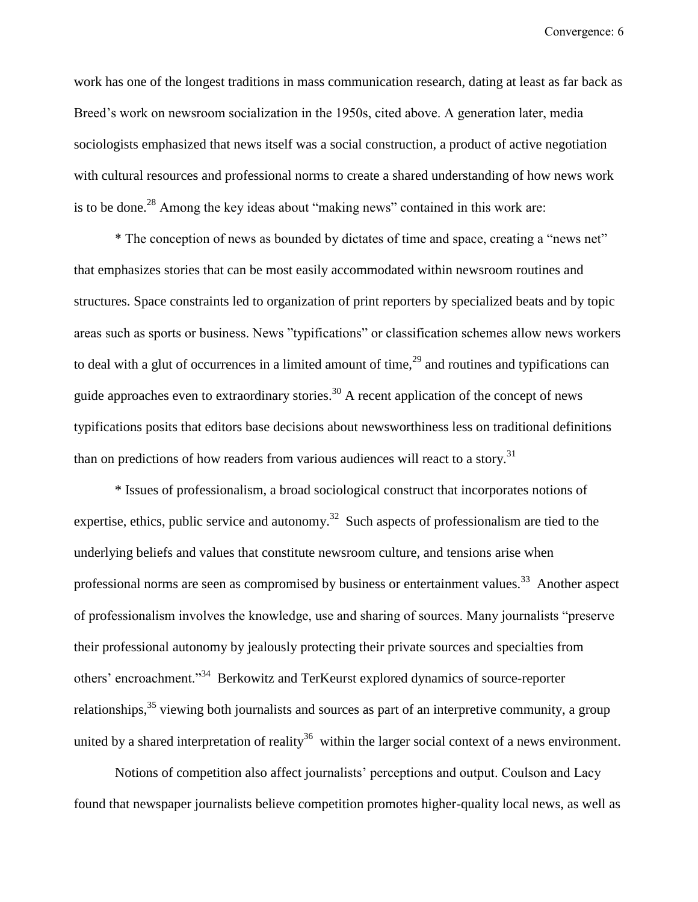work has one of the longest traditions in mass communication research, dating at least as far back as Breed's work on newsroom socialization in the 1950s, cited above. A generation later, media sociologists emphasized that news itself was a social construction, a product of active negotiation with cultural resources and professional norms to create a shared understanding of how news work is to be done.[28] Among the key ideas about "making news" contained in this work are:

* The conception of news as bounded by dictates of time and space, creating a "news net" that emphasizes stories that can be most easily accommodated within newsroom routines and structures. Space constraints led to organization of print reporters by specialized beats and by topic areas such as sports or business. News "typifications" or classification schemes allow news workers to deal with a glut of occurrences in a limited amount of time,[29] and routines and typifications can guide approaches even to extraordinary stories.[30] A recent application of the concept of news typifications posits that editors base decisions about newsworthiness less on traditional definitions than on predictions of how readers from various audiences will react to a story.[31]

* Issues of professionalism, a broad sociological construct that incorporates notions of expertise, ethics, public service and autonomy.[32] Such aspects of professionalism are tied to the underlying beliefs and values that constitute newsroom culture, and tensions arise when professional norms are seen as compromised by business or entertainment values.[33] Another aspect of professionalism involves the knowledge, use and sharing of sources. Many journalists "preserve their professional autonomy by jealously protecting their private sources and specialties from others' encroachment."[34] Berkowitz and TerKeurst explored dynamics of source-reporter relationships,[35] viewing both journalists and sources as part of an interpretive community, a group united by a shared interpretation of reality[36] within the larger social context of a news environment.

Notions of competition also affect journalists' perceptions and output. Coulson and Lacy found that newspaper journalists believe competition promotes higher-quality local news, as well as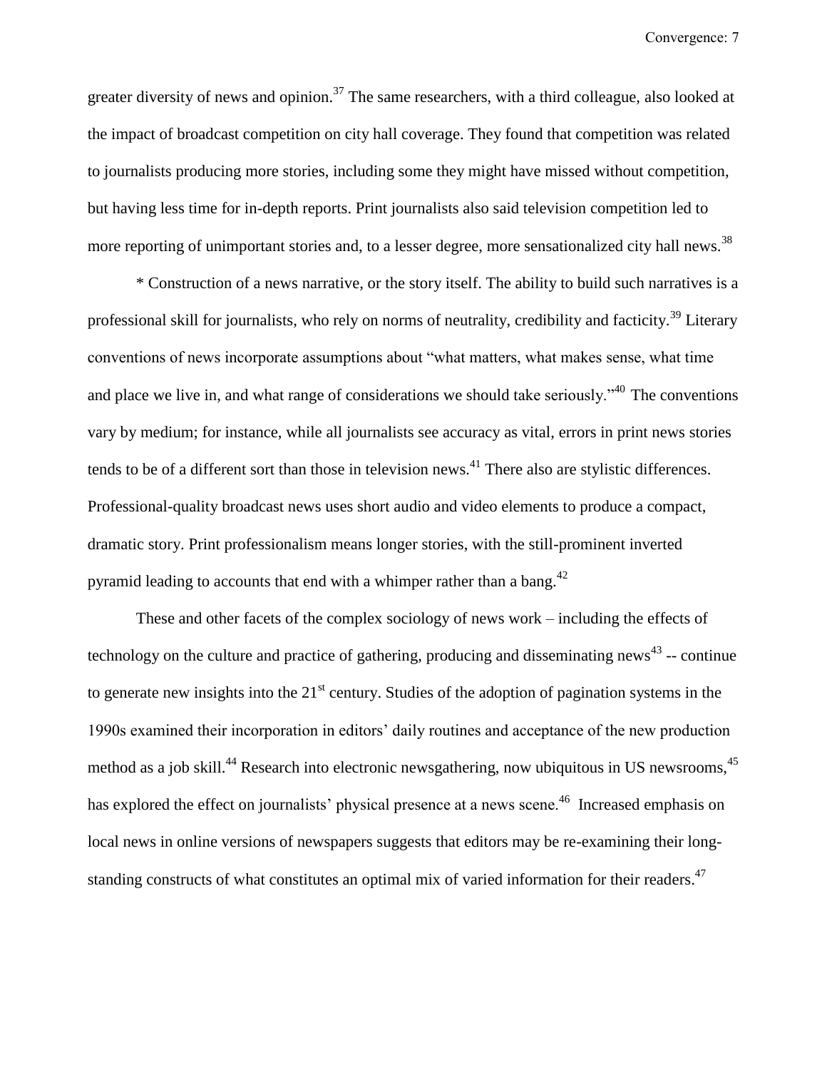greater diversity of news and opinion.[37] The same researchers, with a third colleague, also looked at the impact of broadcast competition on city hall coverage. They found that competition was related to journalists producing more stories, including some they might have missed without competition, but having less time for in-depth reports. Print journalists also said television competition led to more reporting of unimportant stories and, to a lesser degree, more sensationalized city hall news.[38]

* Construction of a news narrative, or the story itself. The ability to build such narratives is a professional skill for journalists, who rely on norms of neutrality, credibility and facticity.[39] Literary conventions of news incorporate assumptions about "what matters, what makes sense, what time and place we live in, and what range of considerations we should take seriously."[40] The conventions vary by medium; for instance, while all journalists see accuracy as vital, errors in print news stories tends to be of a different sort than those in television news.[41] There also are stylistic differences. Professional-quality broadcast news uses short audio and video elements to produce a compact, dramatic story. Print professionalism means longer stories, with the still-prominent inverted pyramid leading to accounts that end with a whimper rather than a bang.[42]

These and other facets of the complex sociology of news work – including the effects of technology on the culture and practice of gathering, producing and disseminating news[43] -- continue to generate new insights into the 21st century. Studies of the adoption of pagination systems in the 1990s examined their incorporation in editors' daily routines and acceptance of the new production method as a job skill.[44] Research into electronic newsgathering, now ubiquitous in US newsrooms,[45] has explored the effect on journalists' physical presence at a news scene.[46] Increased emphasis on local news in online versions of newspapers suggests that editors may be re-examining their long-standing constructs of what constitutes an optimal mix of varied information for their readers.[47]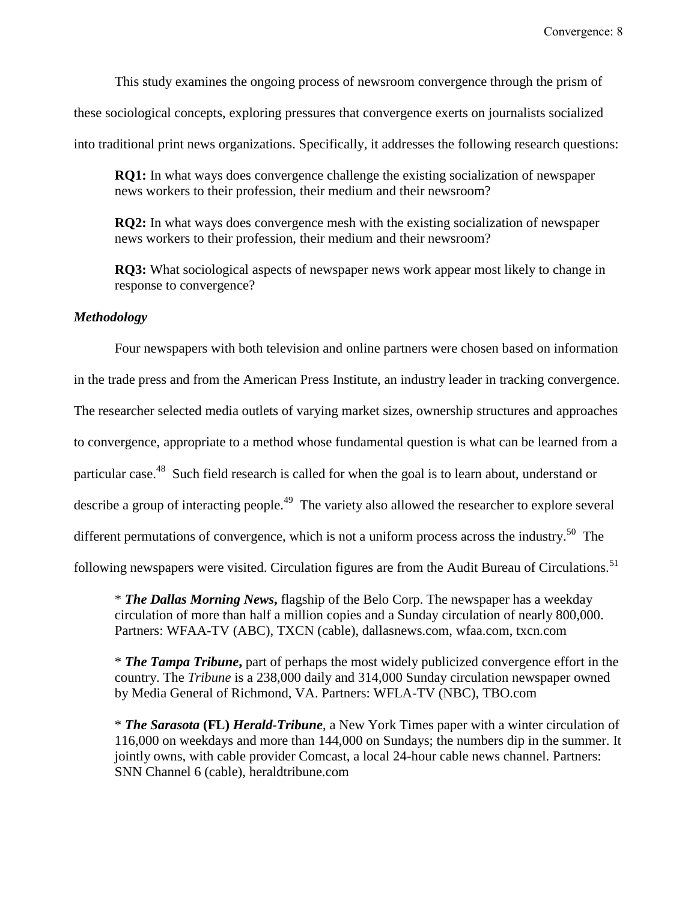This study examines the ongoing process of newsroom convergence through the prism of these sociological concepts, exploring pressures that convergence exerts on journalists socialized into traditional print news organizations. Specifically, it addresses the following research questions:

> **RQ1:** In what ways does convergence challenge the existing socialization of newspaper news workers to their profession, their medium and their newsroom?
>
> **RQ2:** In what ways does convergence mesh with the existing socialization of newspaper news workers to their profession, their medium and their newsroom?
>
> **RQ3:** What sociological aspects of newspaper news work appear most likely to change in response to convergence?

***Methodology***

Four newspapers with both television and online partners were chosen based on information in the trade press and from the American Press Institute, an industry leader in tracking convergence. The researcher selected media outlets of varying market sizes, ownership structures and approaches to convergence, appropriate to a method whose fundamental question is what can be learned from a particular case.[48] Such field research is called for when the goal is to learn about, understand or describe a group of interacting people.[49] The variety also allowed the researcher to explore several different permutations of convergence, which is not a uniform process across the industry.[50] The following newspapers were visited. Circulation figures are from the Audit Bureau of Circulations.[51]

> * ***The Dallas Morning News*****,** flagship of the Belo Corp. The newspaper has a weekday circulation of more than half a million copies and a Sunday circulation of nearly 800,000. Partners: WFAA-TV (ABC), TXCN (cable), dallasnews.com, wfaa.com, txcn.com
>
> * ***The Tampa Tribune*****,** part of perhaps the most widely publicized convergence effort in the country. The *Tribune* is a 238,000 daily and 314,000 Sunday circulation newspaper owned by Media General of Richmond, VA. Partners: WFLA-TV (NBC), TBO.com
>
> * ***The Sarasota* (FL) *Herald-Tribune***, a New York Times paper with a winter circulation of 116,000 on weekdays and more than 144,000 on Sundays; the numbers dip in the summer. It jointly owns, with cable provider Comcast, a local 24-hour cable news channel. Partners: SNN Channel 6 (cable), heraldtribune.com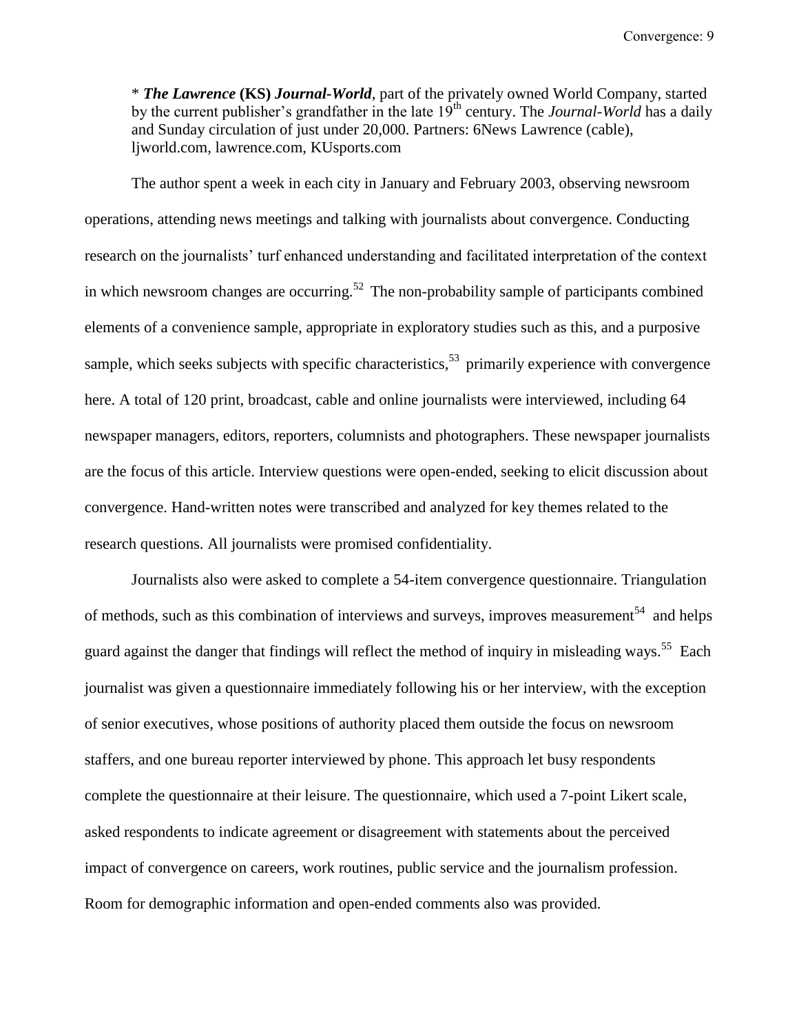* ***The Lawrence* (KS) *Journal-World***, part of the privately owned World Company, started by the current publisher's grandfather in the late 19th century. The *Journal-World* has a daily and Sunday circulation of just under 20,000. Partners: 6News Lawrence (cable), ljworld.com, lawrence.com, KUsports.com

The author spent a week in each city in January and February 2003, observing newsroom operations, attending news meetings and talking with journalists about convergence. Conducting research on the journalists' turf enhanced understanding and facilitated interpretation of the context in which newsroom changes are occurring.[52] The non-probability sample of participants combined elements of a convenience sample, appropriate in exploratory studies such as this, and a purposive sample, which seeks subjects with specific characteristics,[53] primarily experience with convergence here. A total of 120 print, broadcast, cable and online journalists were interviewed, including 64 newspaper managers, editors, reporters, columnists and photographers. These newspaper journalists are the focus of this article. Interview questions were open-ended, seeking to elicit discussion about convergence. Hand-written notes were transcribed and analyzed for key themes related to the research questions. All journalists were promised confidentiality.

Journalists also were asked to complete a 54-item convergence questionnaire. Triangulation of methods, such as this combination of interviews and surveys, improves measurement[54] and helps guard against the danger that findings will reflect the method of inquiry in misleading ways.[55] Each journalist was given a questionnaire immediately following his or her interview, with the exception of senior executives, whose positions of authority placed them outside the focus on newsroom staffers, and one bureau reporter interviewed by phone. This approach let busy respondents complete the questionnaire at their leisure. The questionnaire, which used a 7-point Likert scale, asked respondents to indicate agreement or disagreement with statements about the perceived impact of convergence on careers, work routines, public service and the journalism profession. Room for demographic information and open-ended comments also was provided.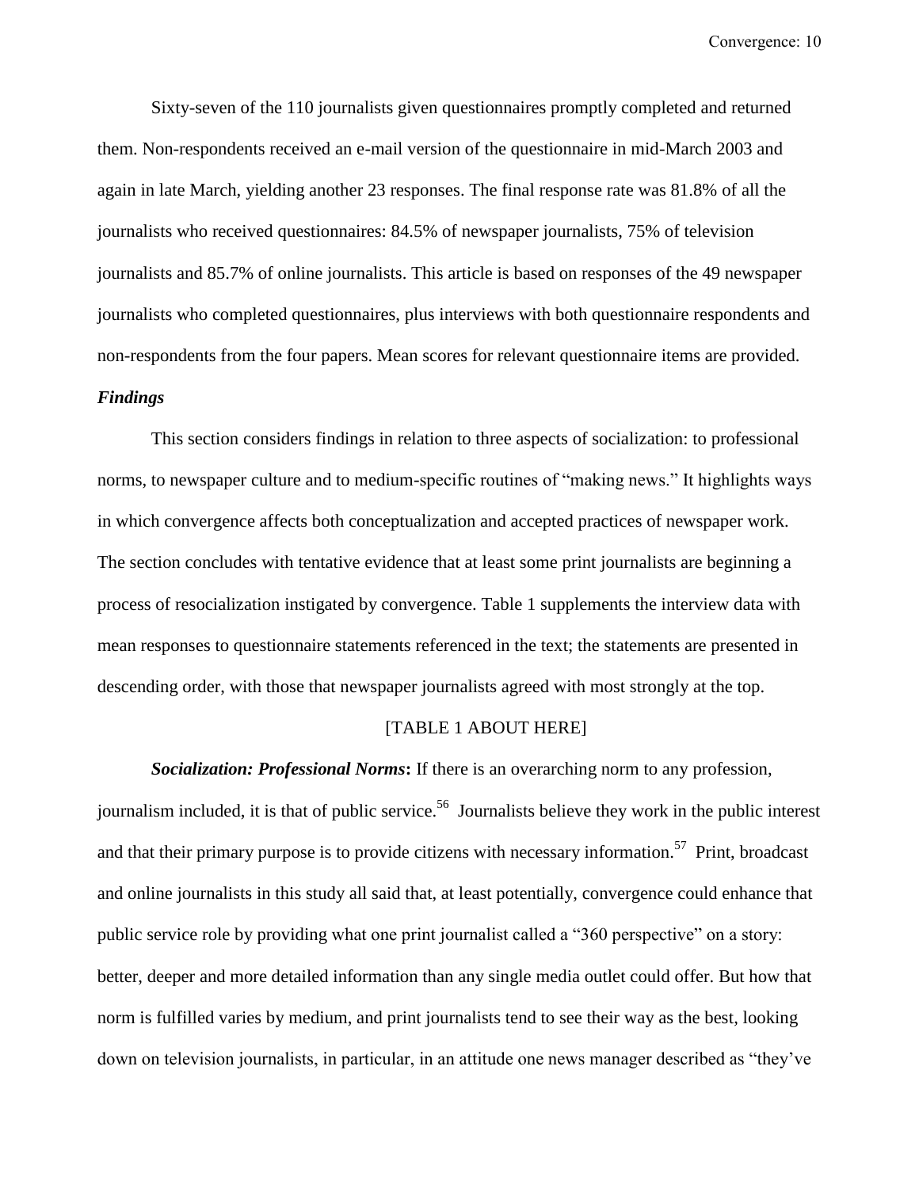Sixty-seven of the 110 journalists given questionnaires promptly completed and returned them. Non-respondents received an e-mail version of the questionnaire in mid-March 2003 and again in late March, yielding another 23 responses. The final response rate was 81.8% of all the journalists who received questionnaires: 84.5% of newspaper journalists, 75% of television journalists and 85.7% of online journalists. This article is based on responses of the 49 newspaper journalists who completed questionnaires, plus interviews with both questionnaire respondents and non-respondents from the four papers. Mean scores for relevant questionnaire items are provided.

### *Findings*

This section considers findings in relation to three aspects of socialization: to professional norms, to newspaper culture and to medium-specific routines of "making news." It highlights ways in which convergence affects both conceptualization and accepted practices of newspaper work. The section concludes with tentative evidence that at least some print journalists are beginning a process of resocialization instigated by convergence. Table 1 supplements the interview data with mean responses to questionnaire statements referenced in the text; the statements are presented in descending order, with those that newspaper journalists agreed with most strongly at the top.

[TABLE 1 ABOUT HERE]

***Socialization: Professional Norms*:** If there is an overarching norm to any profession, journalism included, it is that of public service.[56] Journalists believe they work in the public interest and that their primary purpose is to provide citizens with necessary information.[57] Print, broadcast and online journalists in this study all said that, at least potentially, convergence could enhance that public service role by providing what one print journalist called a "360 perspective" on a story: better, deeper and more detailed information than any single media outlet could offer. But how that norm is fulfilled varies by medium, and print journalists tend to see their way as the best, looking down on television journalists, in particular, in an attitude one news manager described as "they've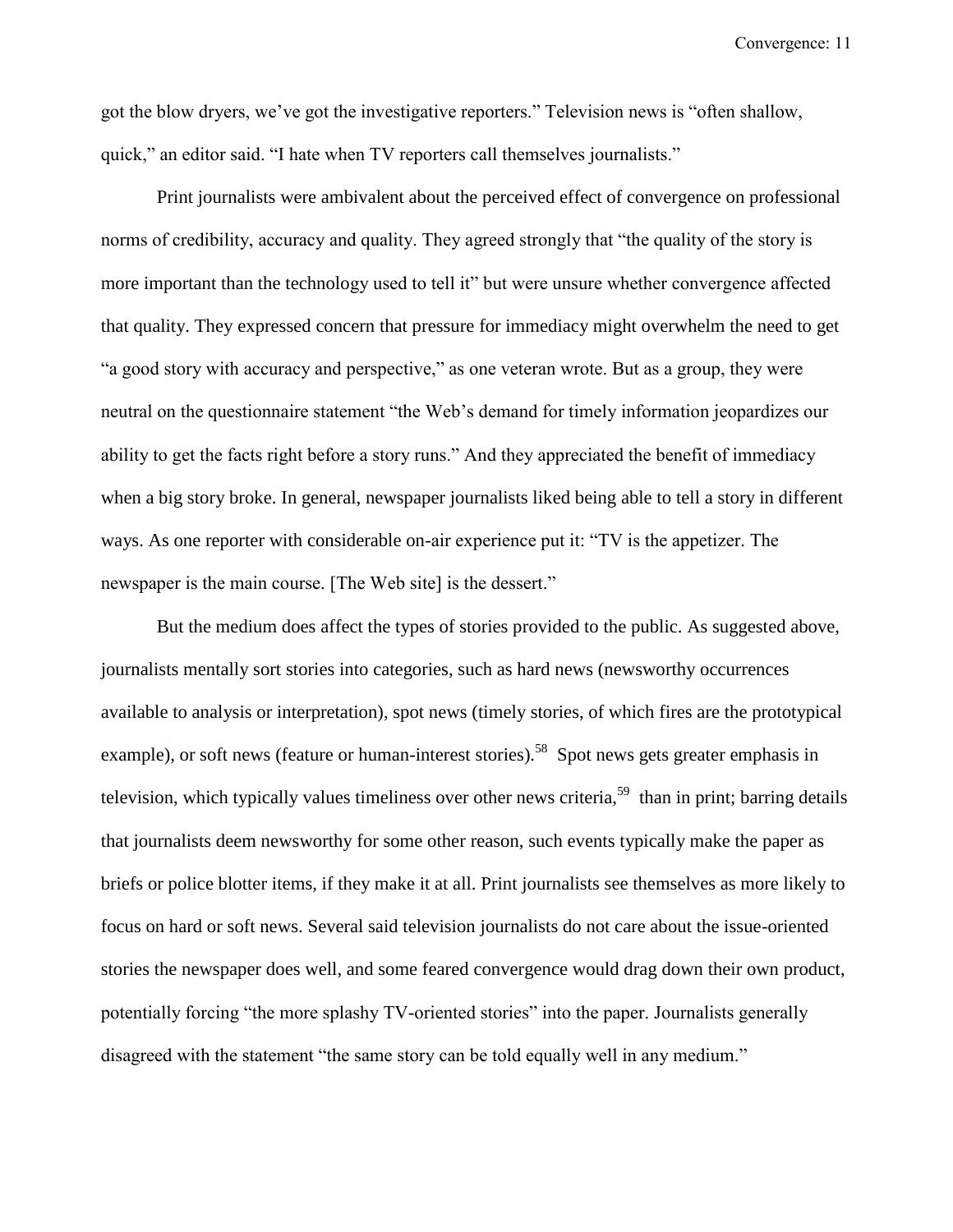got the blow dryers, we've got the investigative reporters." Television news is "often shallow, quick," an editor said. "I hate when TV reporters call themselves journalists."

Print journalists were ambivalent about the perceived effect of convergence on professional norms of credibility, accuracy and quality. They agreed strongly that "the quality of the story is more important than the technology used to tell it" but were unsure whether convergence affected that quality. They expressed concern that pressure for immediacy might overwhelm the need to get "a good story with accuracy and perspective," as one veteran wrote. But as a group, they were neutral on the questionnaire statement "the Web's demand for timely information jeopardizes our ability to get the facts right before a story runs." And they appreciated the benefit of immediacy when a big story broke. In general, newspaper journalists liked being able to tell a story in different ways. As one reporter with considerable on-air experience put it: "TV is the appetizer. The newspaper is the main course. [The Web site] is the dessert."

But the medium does affect the types of stories provided to the public. As suggested above, journalists mentally sort stories into categories, such as hard news (newsworthy occurrences available to analysis or interpretation), spot news (timely stories, of which fires are the prototypical example), or soft news (feature or human-interest stories).[58] Spot news gets greater emphasis in television, which typically values timeliness over other news criteria,[59] than in print; barring details that journalists deem newsworthy for some other reason, such events typically make the paper as briefs or police blotter items, if they make it at all. Print journalists see themselves as more likely to focus on hard or soft news. Several said television journalists do not care about the issue-oriented stories the newspaper does well, and some feared convergence would drag down their own product, potentially forcing "the more splashy TV-oriented stories" into the paper. Journalists generally disagreed with the statement "the same story can be told equally well in any medium."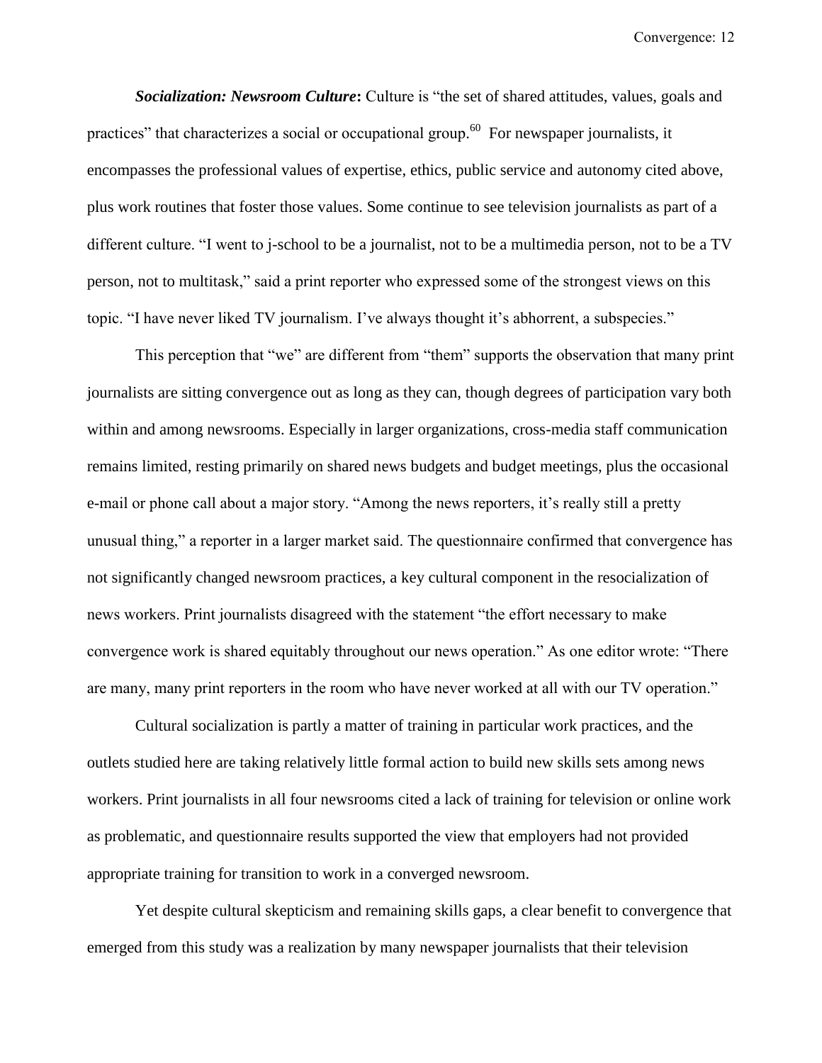***Socialization: Newsroom Culture*:** Culture is "the set of shared attitudes, values, goals and practices" that characterizes a social or occupational group.[60] For newspaper journalists, it encompasses the professional values of expertise, ethics, public service and autonomy cited above, plus work routines that foster those values. Some continue to see television journalists as part of a different culture. "I went to j-school to be a journalist, not to be a multimedia person, not to be a TV person, not to multitask," said a print reporter who expressed some of the strongest views on this topic. "I have never liked TV journalism. I've always thought it's abhorrent, a subspecies."

This perception that "we" are different from "them" supports the observation that many print journalists are sitting convergence out as long as they can, though degrees of participation vary both within and among newsrooms. Especially in larger organizations, cross-media staff communication remains limited, resting primarily on shared news budgets and budget meetings, plus the occasional e-mail or phone call about a major story. "Among the news reporters, it's really still a pretty unusual thing," a reporter in a larger market said. The questionnaire confirmed that convergence has not significantly changed newsroom practices, a key cultural component in the resocialization of news workers. Print journalists disagreed with the statement "the effort necessary to make convergence work is shared equitably throughout our news operation." As one editor wrote: "There are many, many print reporters in the room who have never worked at all with our TV operation."

Cultural socialization is partly a matter of training in particular work practices, and the outlets studied here are taking relatively little formal action to build new skills sets among news workers. Print journalists in all four newsrooms cited a lack of training for television or online work as problematic, and questionnaire results supported the view that employers had not provided appropriate training for transition to work in a converged newsroom.

Yet despite cultural skepticism and remaining skills gaps, a clear benefit to convergence that emerged from this study was a realization by many newspaper journalists that their television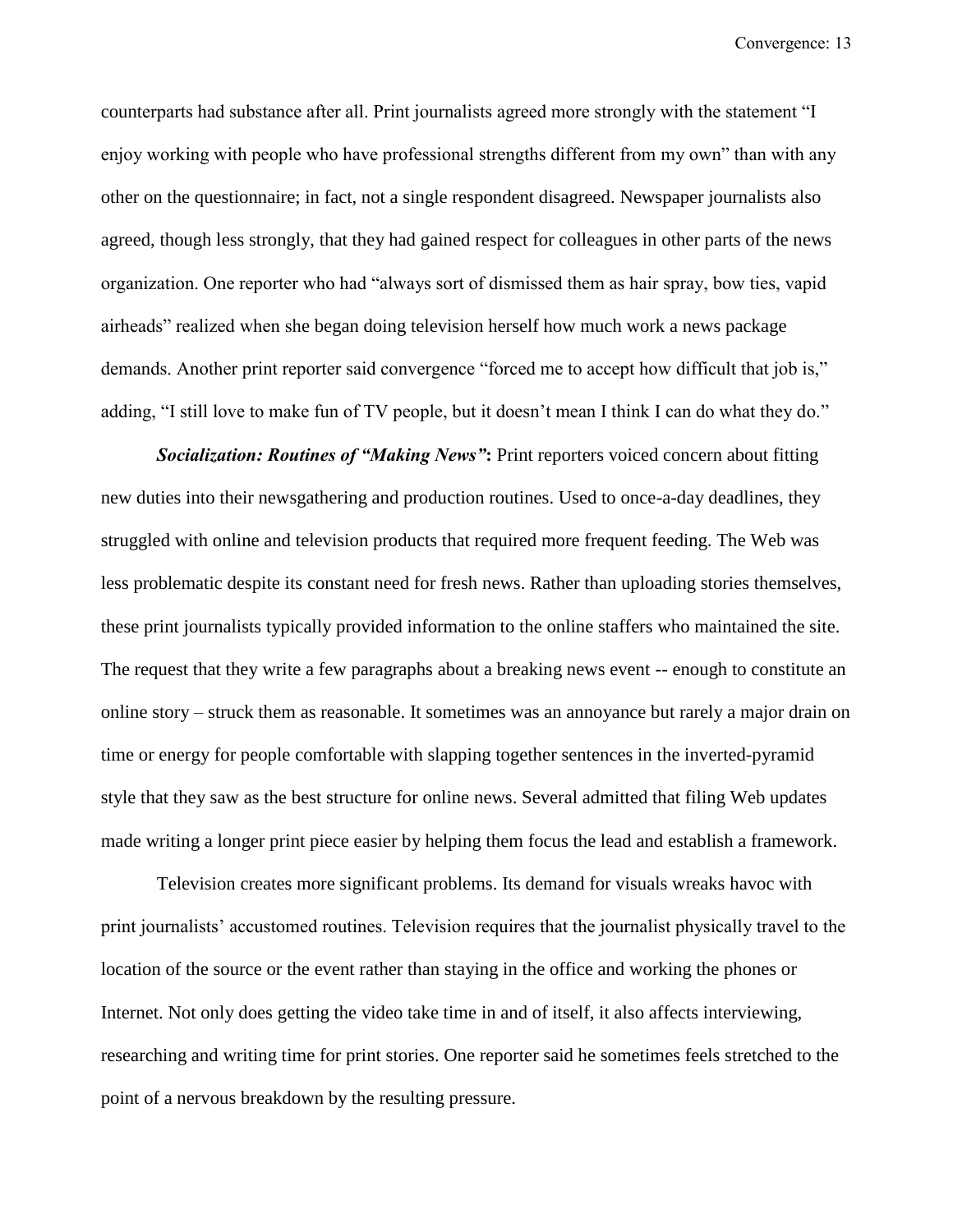counterparts had substance after all. Print journalists agreed more strongly with the statement "I enjoy working with people who have professional strengths different from my own" than with any other on the questionnaire; in fact, not a single respondent disagreed. Newspaper journalists also agreed, though less strongly, that they had gained respect for colleagues in other parts of the news organization. One reporter who had "always sort of dismissed them as hair spray, bow ties, vapid airheads" realized when she began doing television herself how much work a news package demands. Another print reporter said convergence "forced me to accept how difficult that job is," adding, "I still love to make fun of TV people, but it doesn't mean I think I can do what they do."

***Socialization: Routines of "Making News"*:** Print reporters voiced concern about fitting new duties into their newsgathering and production routines. Used to once-a-day deadlines, they struggled with online and television products that required more frequent feeding. The Web was less problematic despite its constant need for fresh news. Rather than uploading stories themselves, these print journalists typically provided information to the online staffers who maintained the site. The request that they write a few paragraphs about a breaking news event -- enough to constitute an online story – struck them as reasonable. It sometimes was an annoyance but rarely a major drain on time or energy for people comfortable with slapping together sentences in the inverted-pyramid style that they saw as the best structure for online news. Several admitted that filing Web updates made writing a longer print piece easier by helping them focus the lead and establish a framework.

Television creates more significant problems. Its demand for visuals wreaks havoc with print journalists' accustomed routines. Television requires that the journalist physically travel to the location of the source or the event rather than staying in the office and working the phones or Internet. Not only does getting the video take time in and of itself, it also affects interviewing, researching and writing time for print stories. One reporter said he sometimes feels stretched to the point of a nervous breakdown by the resulting pressure.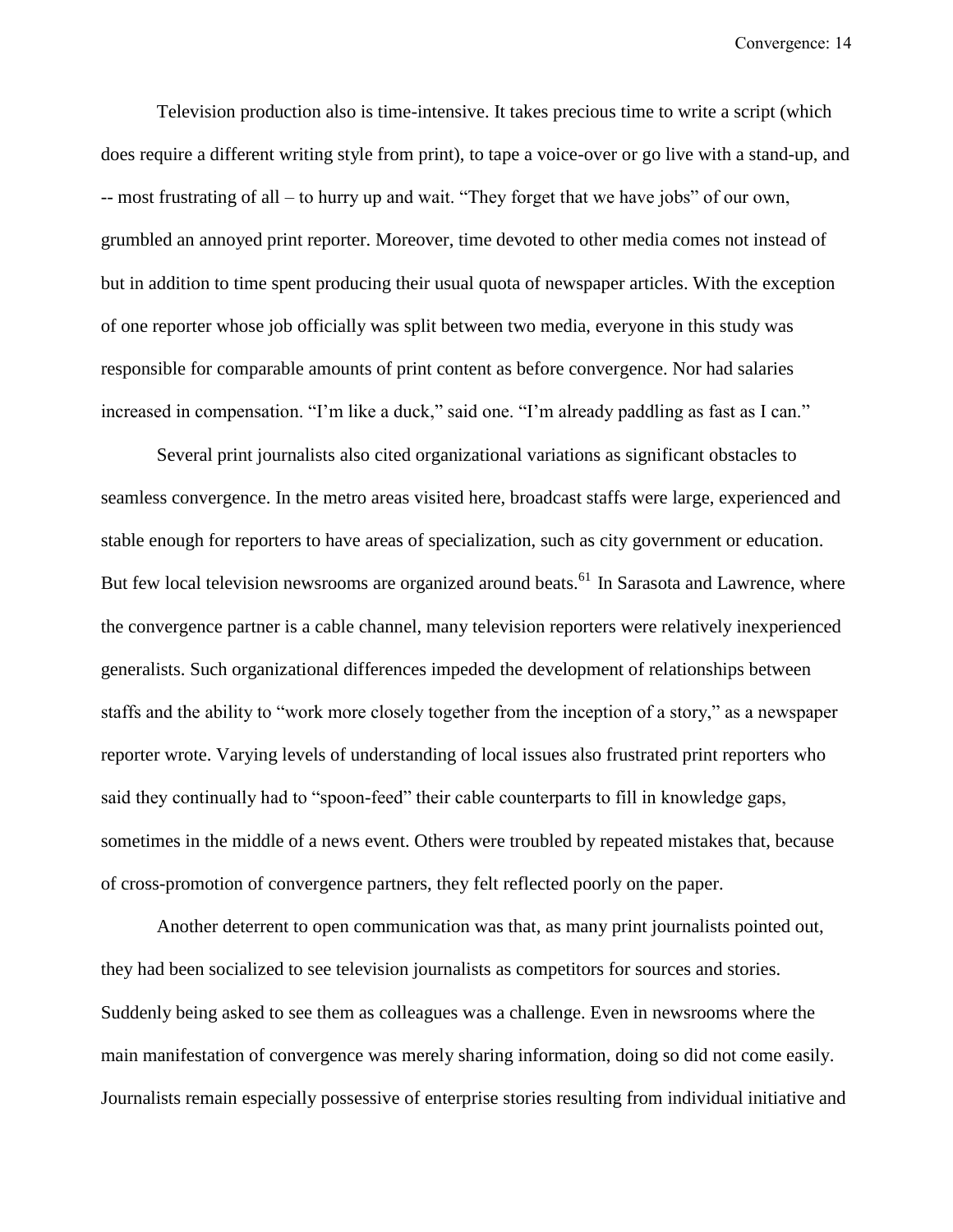Television production also is time-intensive. It takes precious time to write a script (which does require a different writing style from print), to tape a voice-over or go live with a stand-up, and -- most frustrating of all – to hurry up and wait. "They forget that we have jobs" of our own, grumbled an annoyed print reporter. Moreover, time devoted to other media comes not instead of but in addition to time spent producing their usual quota of newspaper articles. With the exception of one reporter whose job officially was split between two media, everyone in this study was responsible for comparable amounts of print content as before convergence. Nor had salaries increased in compensation. "I'm like a duck," said one. "I'm already paddling as fast as I can."

Several print journalists also cited organizational variations as significant obstacles to seamless convergence. In the metro areas visited here, broadcast staffs were large, experienced and stable enough for reporters to have areas of specialization, such as city government or education. But few local television newsrooms are organized around beats.[61] In Sarasota and Lawrence, where the convergence partner is a cable channel, many television reporters were relatively inexperienced generalists. Such organizational differences impeded the development of relationships between staffs and the ability to "work more closely together from the inception of a story," as a newspaper reporter wrote. Varying levels of understanding of local issues also frustrated print reporters who said they continually had to "spoon-feed" their cable counterparts to fill in knowledge gaps, sometimes in the middle of a news event. Others were troubled by repeated mistakes that, because of cross-promotion of convergence partners, they felt reflected poorly on the paper.

Another deterrent to open communication was that, as many print journalists pointed out, they had been socialized to see television journalists as competitors for sources and stories. Suddenly being asked to see them as colleagues was a challenge. Even in newsrooms where the main manifestation of convergence was merely sharing information, doing so did not come easily. Journalists remain especially possessive of enterprise stories resulting from individual initiative and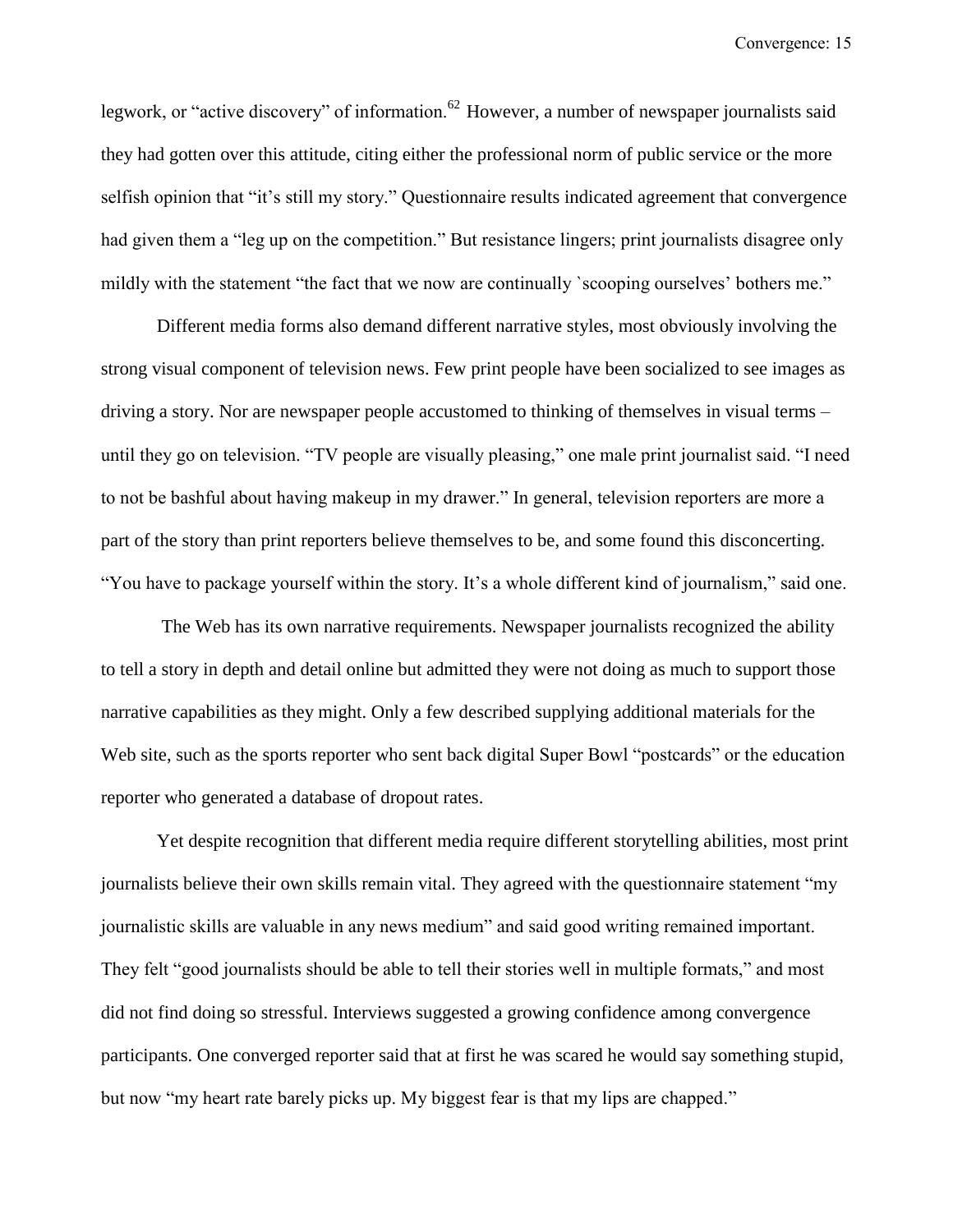legwork, or "active discovery" of information.[62] However, a number of newspaper journalists said they had gotten over this attitude, citing either the professional norm of public service or the more selfish opinion that "it's still my story." Questionnaire results indicated agreement that convergence had given them a "leg up on the competition." But resistance lingers; print journalists disagree only mildly with the statement "the fact that we now are continually `scooping ourselves' bothers me."

Different media forms also demand different narrative styles, most obviously involving the strong visual component of television news. Few print people have been socialized to see images as driving a story. Nor are newspaper people accustomed to thinking of themselves in visual terms – until they go on television. "TV people are visually pleasing," one male print journalist said. "I need to not be bashful about having makeup in my drawer." In general, television reporters are more a part of the story than print reporters believe themselves to be, and some found this disconcerting. "You have to package yourself within the story. It's a whole different kind of journalism," said one.

The Web has its own narrative requirements. Newspaper journalists recognized the ability to tell a story in depth and detail online but admitted they were not doing as much to support those narrative capabilities as they might. Only a few described supplying additional materials for the Web site, such as the sports reporter who sent back digital Super Bowl "postcards" or the education reporter who generated a database of dropout rates.

Yet despite recognition that different media require different storytelling abilities, most print journalists believe their own skills remain vital. They agreed with the questionnaire statement "my journalistic skills are valuable in any news medium" and said good writing remained important. They felt "good journalists should be able to tell their stories well in multiple formats," and most did not find doing so stressful. Interviews suggested a growing confidence among convergence participants. One converged reporter said that at first he was scared he would say something stupid, but now "my heart rate barely picks up. My biggest fear is that my lips are chapped."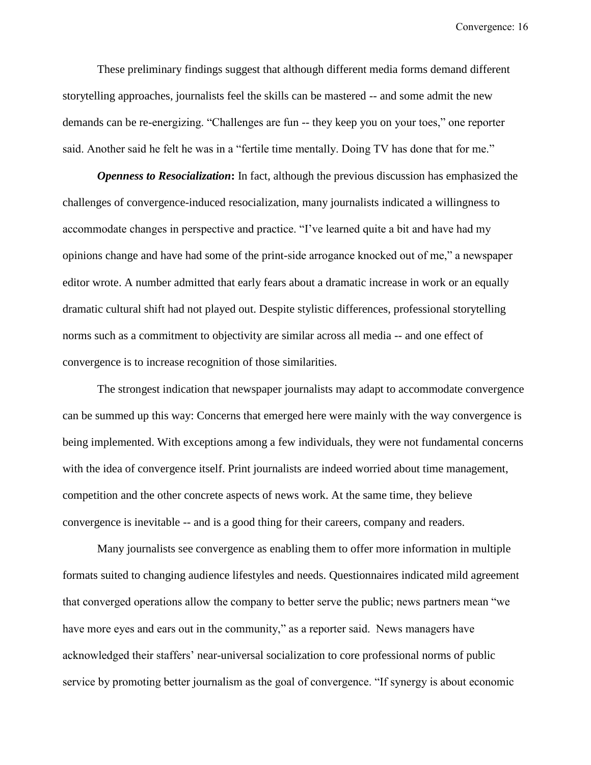These preliminary findings suggest that although different media forms demand different storytelling approaches, journalists feel the skills can be mastered -- and some admit the new demands can be re-energizing. "Challenges are fun -- they keep you on your toes," one reporter said. Another said he felt he was in a "fertile time mentally. Doing TV has done that for me."

***Openness to Resocialization*****:** In fact, although the previous discussion has emphasized the challenges of convergence-induced resocialization, many journalists indicated a willingness to accommodate changes in perspective and practice. "I've learned quite a bit and have had my opinions change and have had some of the print-side arrogance knocked out of me," a newspaper editor wrote. A number admitted that early fears about a dramatic increase in work or an equally dramatic cultural shift had not played out. Despite stylistic differences, professional storytelling norms such as a commitment to objectivity are similar across all media -- and one effect of convergence is to increase recognition of those similarities.

The strongest indication that newspaper journalists may adapt to accommodate convergence can be summed up this way: Concerns that emerged here were mainly with the way convergence is being implemented. With exceptions among a few individuals, they were not fundamental concerns with the idea of convergence itself. Print journalists are indeed worried about time management, competition and the other concrete aspects of news work. At the same time, they believe convergence is inevitable -- and is a good thing for their careers, company and readers.

Many journalists see convergence as enabling them to offer more information in multiple formats suited to changing audience lifestyles and needs. Questionnaires indicated mild agreement that converged operations allow the company to better serve the public; news partners mean "we have more eyes and ears out in the community," as a reporter said. News managers have acknowledged their staffers' near-universal socialization to core professional norms of public service by promoting better journalism as the goal of convergence. "If synergy is about economic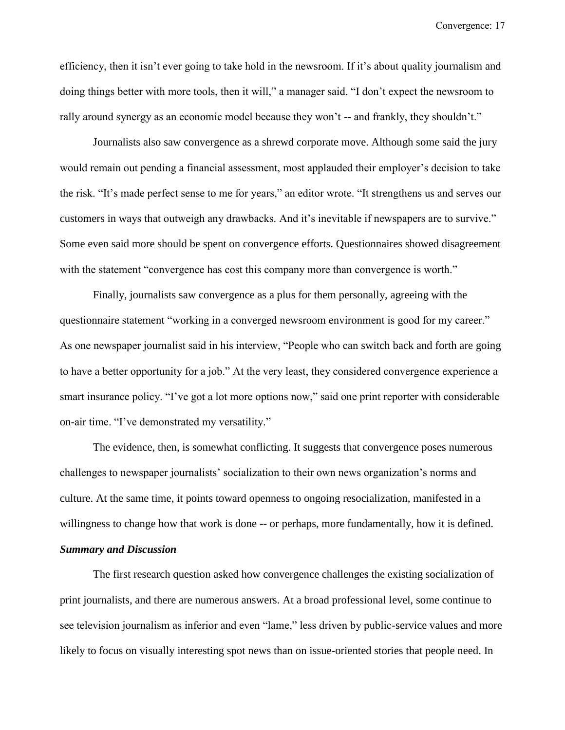efficiency, then it isn't ever going to take hold in the newsroom. If it's about quality journalism and doing things better with more tools, then it will," a manager said. "I don't expect the newsroom to rally around synergy as an economic model because they won't -- and frankly, they shouldn't."

Journalists also saw convergence as a shrewd corporate move. Although some said the jury would remain out pending a financial assessment, most applauded their employer's decision to take the risk. "It's made perfect sense to me for years," an editor wrote. "It strengthens us and serves our customers in ways that outweigh any drawbacks. And it's inevitable if newspapers are to survive." Some even said more should be spent on convergence efforts. Questionnaires showed disagreement with the statement "convergence has cost this company more than convergence is worth."

Finally, journalists saw convergence as a plus for them personally, agreeing with the questionnaire statement "working in a converged newsroom environment is good for my career." As one newspaper journalist said in his interview, "People who can switch back and forth are going to have a better opportunity for a job." At the very least, they considered convergence experience a smart insurance policy. "I've got a lot more options now," said one print reporter with considerable on-air time. "I've demonstrated my versatility."

The evidence, then, is somewhat conflicting. It suggests that convergence poses numerous challenges to newspaper journalists' socialization to their own news organization's norms and culture. At the same time, it points toward openness to ongoing resocialization, manifested in a willingness to change how that work is done -- or perhaps, more fundamentally, how it is defined.

### *Summary and Discussion*

The first research question asked how convergence challenges the existing socialization of print journalists, and there are numerous answers. At a broad professional level, some continue to see television journalism as inferior and even "lame," less driven by public-service values and more likely to focus on visually interesting spot news than on issue-oriented stories that people need. In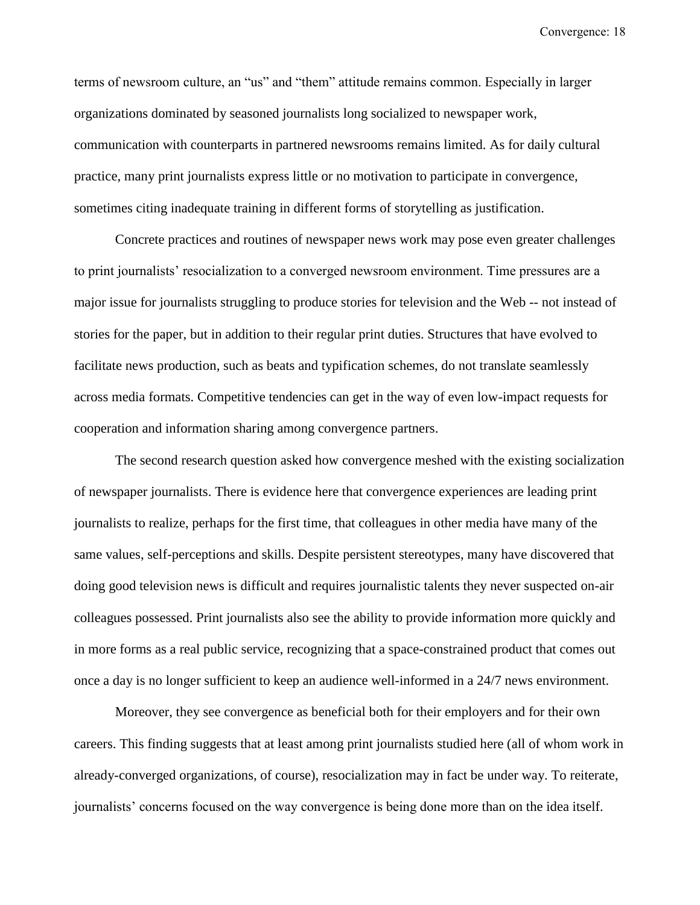terms of newsroom culture, an "us" and "them" attitude remains common. Especially in larger organizations dominated by seasoned journalists long socialized to newspaper work, communication with counterparts in partnered newsrooms remains limited. As for daily cultural practice, many print journalists express little or no motivation to participate in convergence, sometimes citing inadequate training in different forms of storytelling as justification.

Concrete practices and routines of newspaper news work may pose even greater challenges to print journalists' resocialization to a converged newsroom environment. Time pressures are a major issue for journalists struggling to produce stories for television and the Web -- not instead of stories for the paper, but in addition to their regular print duties. Structures that have evolved to facilitate news production, such as beats and typification schemes, do not translate seamlessly across media formats. Competitive tendencies can get in the way of even low-impact requests for cooperation and information sharing among convergence partners.

The second research question asked how convergence meshed with the existing socialization of newspaper journalists. There is evidence here that convergence experiences are leading print journalists to realize, perhaps for the first time, that colleagues in other media have many of the same values, self-perceptions and skills. Despite persistent stereotypes, many have discovered that doing good television news is difficult and requires journalistic talents they never suspected on-air colleagues possessed. Print journalists also see the ability to provide information more quickly and in more forms as a real public service, recognizing that a space-constrained product that comes out once a day is no longer sufficient to keep an audience well-informed in a 24/7 news environment.

Moreover, they see convergence as beneficial both for their employers and for their own careers. This finding suggests that at least among print journalists studied here (all of whom work in already-converged organizations, of course), resocialization may in fact be under way. To reiterate, journalists' concerns focused on the way convergence is being done more than on the idea itself.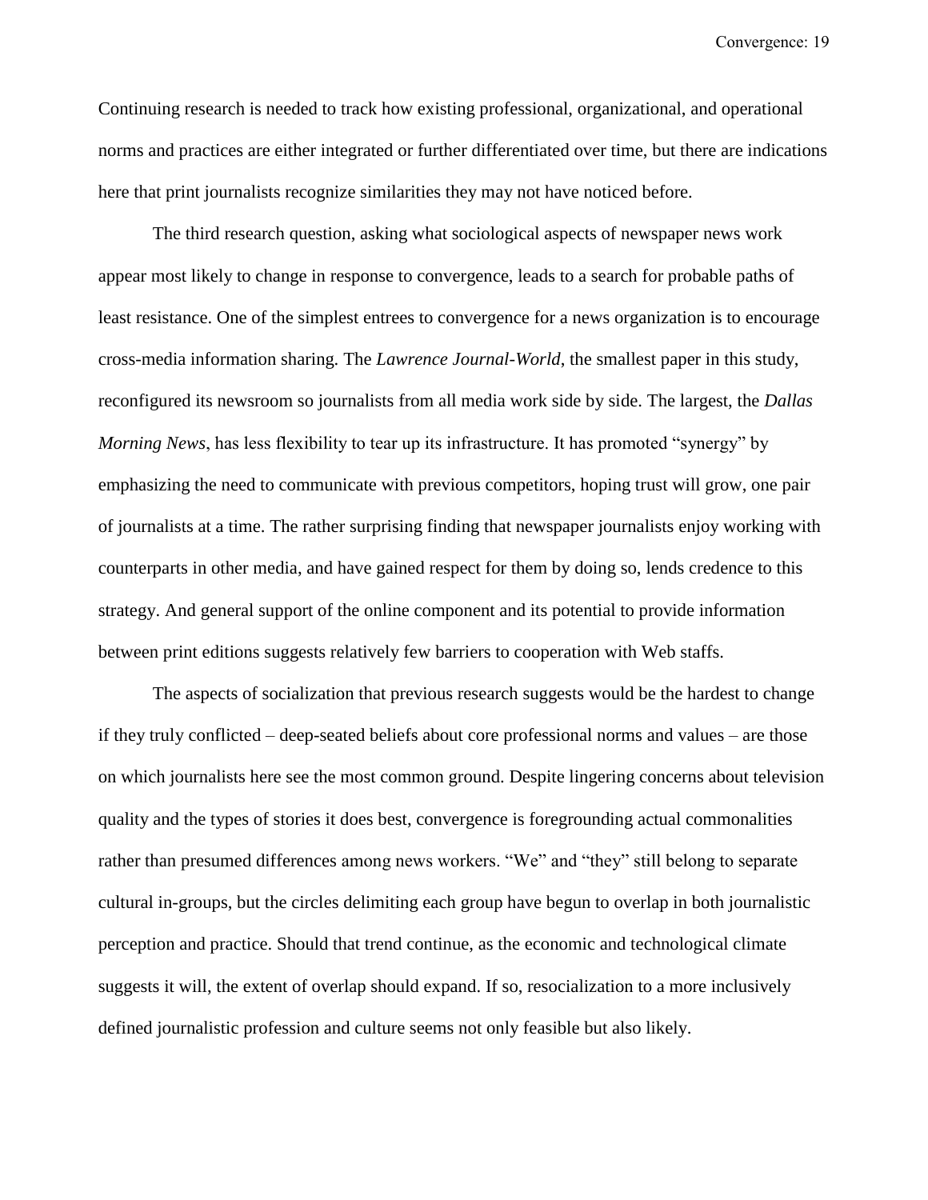Continuing research is needed to track how existing professional, organizational, and operational norms and practices are either integrated or further differentiated over time, but there are indications here that print journalists recognize similarities they may not have noticed before.

The third research question, asking what sociological aspects of newspaper news work appear most likely to change in response to convergence, leads to a search for probable paths of least resistance. One of the simplest entrees to convergence for a news organization is to encourage cross-media information sharing. The *Lawrence Journal-World*, the smallest paper in this study, reconfigured its newsroom so journalists from all media work side by side. The largest, the *Dallas Morning News*, has less flexibility to tear up its infrastructure. It has promoted "synergy" by emphasizing the need to communicate with previous competitors, hoping trust will grow, one pair of journalists at a time. The rather surprising finding that newspaper journalists enjoy working with counterparts in other media, and have gained respect for them by doing so, lends credence to this strategy. And general support of the online component and its potential to provide information between print editions suggests relatively few barriers to cooperation with Web staffs.

The aspects of socialization that previous research suggests would be the hardest to change if they truly conflicted – deep-seated beliefs about core professional norms and values – are those on which journalists here see the most common ground. Despite lingering concerns about television quality and the types of stories it does best, convergence is foregrounding actual commonalities rather than presumed differences among news workers. "We" and "they" still belong to separate cultural in-groups, but the circles delimiting each group have begun to overlap in both journalistic perception and practice. Should that trend continue, as the economic and technological climate suggests it will, the extent of overlap should expand. If so, resocialization to a more inclusively defined journalistic profession and culture seems not only feasible but also likely.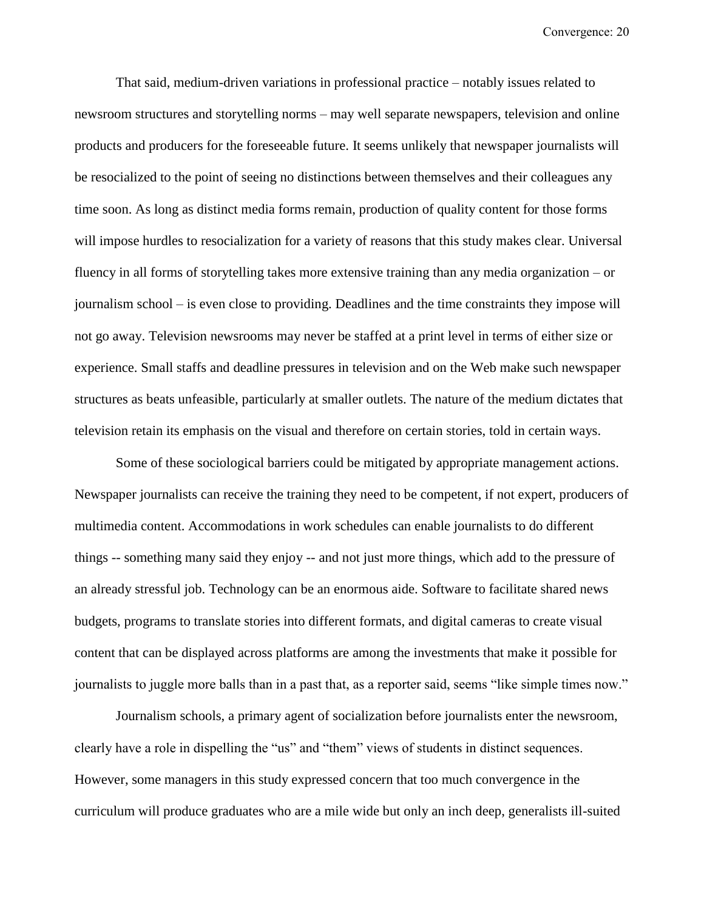That said, medium-driven variations in professional practice – notably issues related to newsroom structures and storytelling norms – may well separate newspapers, television and online products and producers for the foreseeable future. It seems unlikely that newspaper journalists will be resocialized to the point of seeing no distinctions between themselves and their colleagues any time soon. As long as distinct media forms remain, production of quality content for those forms will impose hurdles to resocialization for a variety of reasons that this study makes clear. Universal fluency in all forms of storytelling takes more extensive training than any media organization – or journalism school – is even close to providing. Deadlines and the time constraints they impose will not go away. Television newsrooms may never be staffed at a print level in terms of either size or experience. Small staffs and deadline pressures in television and on the Web make such newspaper structures as beats unfeasible, particularly at smaller outlets. The nature of the medium dictates that television retain its emphasis on the visual and therefore on certain stories, told in certain ways.

Some of these sociological barriers could be mitigated by appropriate management actions. Newspaper journalists can receive the training they need to be competent, if not expert, producers of multimedia content. Accommodations in work schedules can enable journalists to do different things -- something many said they enjoy -- and not just more things, which add to the pressure of an already stressful job. Technology can be an enormous aide. Software to facilitate shared news budgets, programs to translate stories into different formats, and digital cameras to create visual content that can be displayed across platforms are among the investments that make it possible for journalists to juggle more balls than in a past that, as a reporter said, seems "like simple times now."

Journalism schools, a primary agent of socialization before journalists enter the newsroom, clearly have a role in dispelling the "us" and "them" views of students in distinct sequences. However, some managers in this study expressed concern that too much convergence in the curriculum will produce graduates who are a mile wide but only an inch deep, generalists ill-suited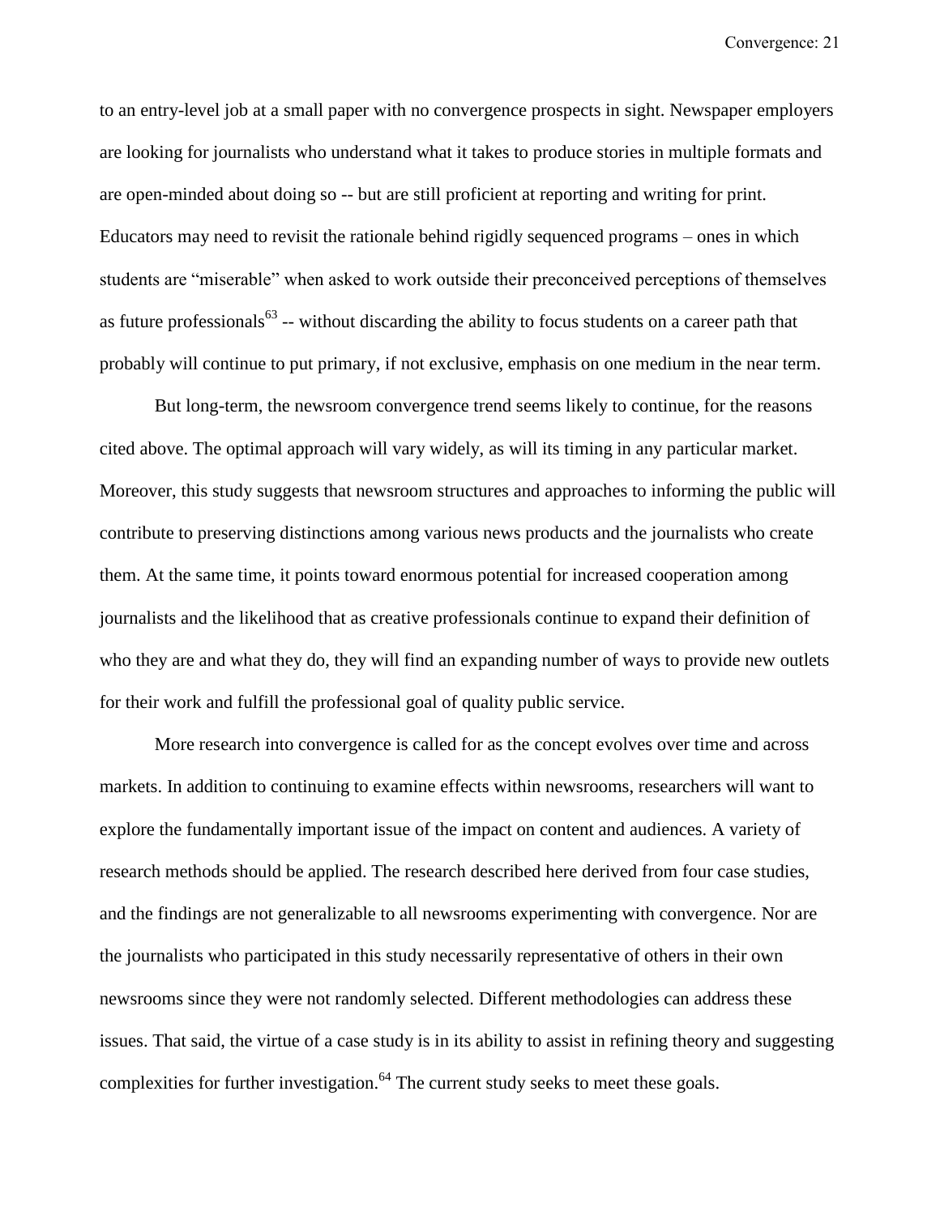to an entry-level job at a small paper with no convergence prospects in sight. Newspaper employers are looking for journalists who understand what it takes to produce stories in multiple formats and are open-minded about doing so -- but are still proficient at reporting and writing for print. Educators may need to revisit the rationale behind rigidly sequenced programs – ones in which students are "miserable" when asked to work outside their preconceived perceptions of themselves as future professionals[63] -- without discarding the ability to focus students on a career path that probably will continue to put primary, if not exclusive, emphasis on one medium in the near term.

But long-term, the newsroom convergence trend seems likely to continue, for the reasons cited above. The optimal approach will vary widely, as will its timing in any particular market. Moreover, this study suggests that newsroom structures and approaches to informing the public will contribute to preserving distinctions among various news products and the journalists who create them. At the same time, it points toward enormous potential for increased cooperation among journalists and the likelihood that as creative professionals continue to expand their definition of who they are and what they do, they will find an expanding number of ways to provide new outlets for their work and fulfill the professional goal of quality public service.

More research into convergence is called for as the concept evolves over time and across markets. In addition to continuing to examine effects within newsrooms, researchers will want to explore the fundamentally important issue of the impact on content and audiences. A variety of research methods should be applied. The research described here derived from four case studies, and the findings are not generalizable to all newsrooms experimenting with convergence. Nor are the journalists who participated in this study necessarily representative of others in their own newsrooms since they were not randomly selected. Different methodologies can address these issues. That said, the virtue of a case study is in its ability to assist in refining theory and suggesting complexities for further investigation.[64] The current study seeks to meet these goals.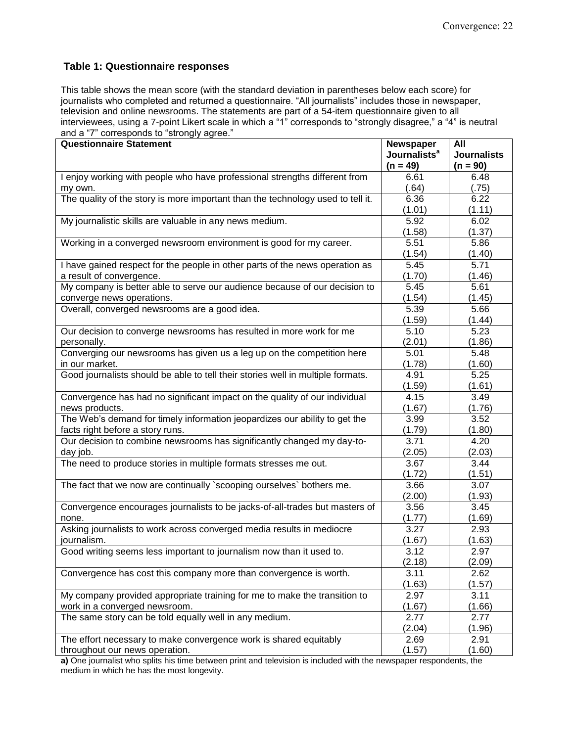### Table 1: Questionnaire responses

This table shows the mean score (with the standard deviation in parentheses below each score) for journalists who completed and returned a questionnaire. “All journalists” includes those in newspaper, television and online newsrooms. The statements are part of a 54-item questionnaire given to all interviewees, using a 7-point Likert scale in which a “1” corresponds to “strongly disagree,” a “4” is neutral and a “7” corresponds to “strongly agree.”

| Questionnaire Statement | Newspaper Journalists[a] (n = 49) | All Journalists (n = 90) |
|---|---|---|
| I enjoy working with people who have professional strengths different from my own. | 6.61 (.64) | 6.48 (.75) |
| The quality of the story is more important than the technology used to tell it. | 6.36 (1.01) | 6.22 (1.11) |
| My journalistic skills are valuable in any news medium. | 5.92 (1.58) | 6.02 (1.37) |
| Working in a converged newsroom environment is good for my career. | 5.51 (1.54) | 5.86 (1.40) |
| I have gained respect for the people in other parts of the news operation as a result of convergence. | 5.45 (1.70) | 5.71 (1.46) |
| My company is better able to serve our audience because of our decision to converge news operations. | 5.45 (1.54) | 5.61 (1.45) |
| Overall, converged newsrooms are a good idea. | 5.39 (1.59) | 5.66 (1.44) |
| Our decision to converge newsrooms has resulted in more work for me personally. | 5.10 (2.01) | 5.23 (1.86) |
| Converging our newsrooms has given us a leg up on the competition here in our market. | 5.01 (1.78) | 5.48 (1.60) |
| Good journalists should be able to tell their stories well in multiple formats. | 4.91 (1.59) | 5.25 (1.61) |
| Convergence has had no significant impact on the quality of our individual news products. | 4.15 (1.67) | 3.49 (1.76) |
| The Web’s demand for timely information jeopardizes our ability to get the facts right before a story runs. | 3.99 (1.79) | 3.52 (1.80) |
| Our decision to combine newsrooms has significantly changed my day-to-day job. | 3.71 (2.05) | 4.20 (2.03) |
| The need to produce stories in multiple formats stresses me out. | 3.67 (1.72) | 3.44 (1.51) |
| The fact that we now are continually `scooping ourselves` bothers me. | 3.66 (2.00) | 3.07 (1.93) |
| Convergence encourages journalists to be jacks-of-all-trades but masters of none. | 3.56 (1.77) | 3.45 (1.69) |
| Asking journalists to work across converged media results in mediocre journalism. | 3.27 (1.67) | 2.93 (1.63) |
| Good writing seems less important to journalism now than it used to. | 3.12 (2.18) | 2.97 (2.09) |
| Convergence has cost this company more than convergence is worth. | 3.11 (1.63) | 2.62 (1.57) |
| My company provided appropriate training for me to make the transition to work in a converged newsroom. | 2.97 (1.67) | 3.11 (1.66) |
| The same story can be told equally well in any medium. | 2.77 (2.04) | 2.77 (1.96) |
| The effort necessary to make convergence work is shared equitably throughout our news operation. | 2.69 (1.57) | 2.91 (1.60) |

**a)** One journalist who splits his time between print and television is included with the newspaper respondents, the medium in which he has the most longevity.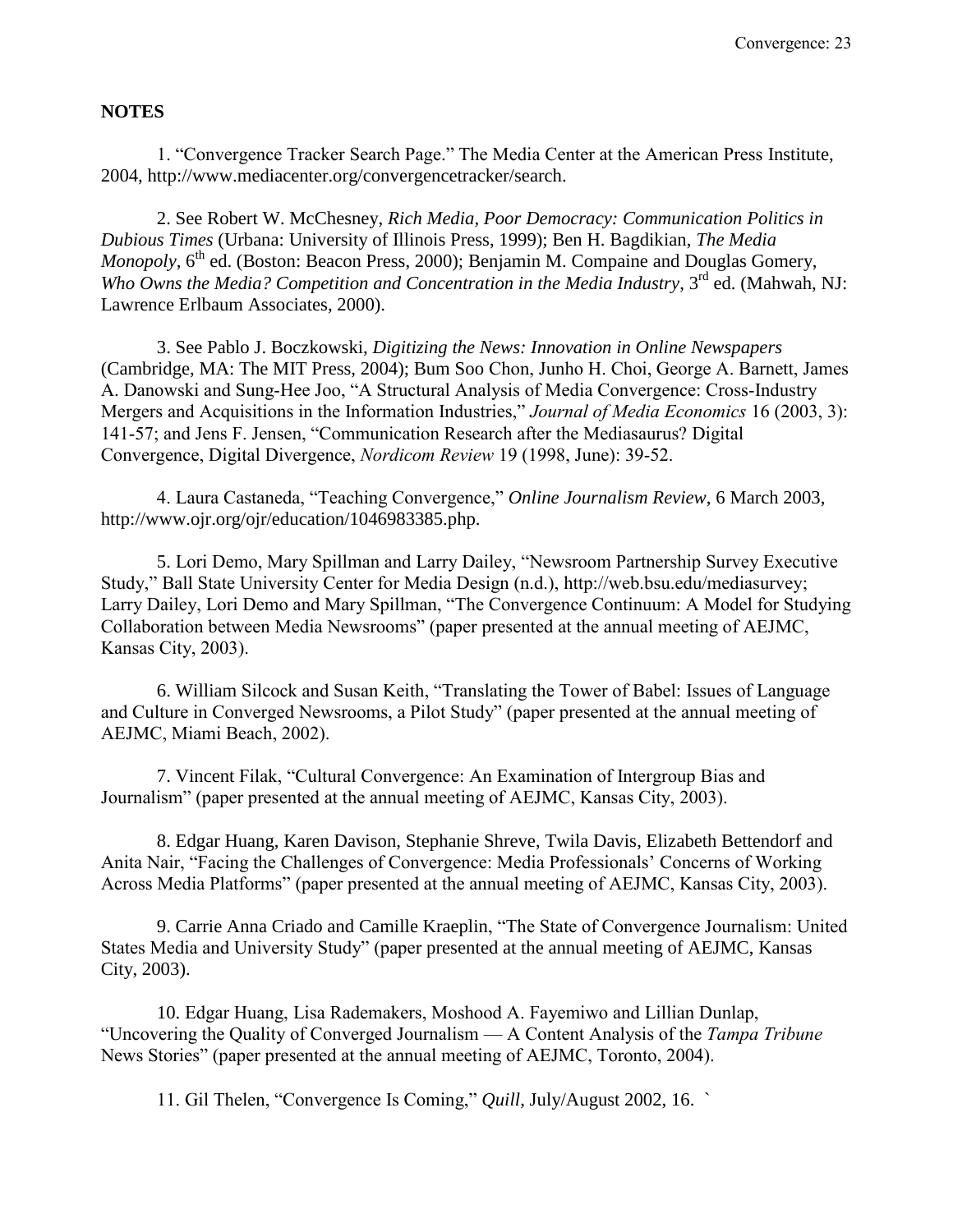**NOTES**

1. "Convergence Tracker Search Page." The Media Center at the American Press Institute, 2004, http://www.mediacenter.org/convergencetracker/search.

2. See Robert W. McChesney, *Rich Media, Poor Democracy: Communication Politics in Dubious Times* (Urbana: University of Illinois Press, 1999); Ben H. Bagdikian, *The Media Monopoly*, 6th ed. (Boston: Beacon Press, 2000); Benjamin M. Compaine and Douglas Gomery, *Who Owns the Media? Competition and Concentration in the Media Industry*, 3rd ed. (Mahwah, NJ: Lawrence Erlbaum Associates, 2000).

3. See Pablo J. Boczkowski, *Digitizing the News: Innovation in Online Newspapers* (Cambridge, MA: The MIT Press, 2004); Bum Soo Chon, Junho H. Choi, George A. Barnett, James A. Danowski and Sung-Hee Joo, "A Structural Analysis of Media Convergence: Cross-Industry Mergers and Acquisitions in the Information Industries," *Journal of Media Economics* 16 (2003, 3): 141-57; and Jens F. Jensen, "Communication Research after the Mediasaurus? Digital Convergence, Digital Divergence, *Nordicom Review* 19 (1998, June): 39-52.

4. Laura Castaneda, "Teaching Convergence," *Online Journalism Review*, 6 March 2003, http://www.ojr.org/ojr/education/1046983385.php.

5. Lori Demo, Mary Spillman and Larry Dailey, "Newsroom Partnership Survey Executive Study," Ball State University Center for Media Design (n.d.), http://web.bsu.edu/mediasurvey; Larry Dailey, Lori Demo and Mary Spillman, "The Convergence Continuum: A Model for Studying Collaboration between Media Newsrooms" (paper presented at the annual meeting of AEJMC, Kansas City, 2003).

6. William Silcock and Susan Keith, "Translating the Tower of Babel: Issues of Language and Culture in Converged Newsrooms, a Pilot Study" (paper presented at the annual meeting of AEJMC, Miami Beach, 2002).

7. Vincent Filak, "Cultural Convergence: An Examination of Intergroup Bias and Journalism" (paper presented at the annual meeting of AEJMC, Kansas City, 2003).

8. Edgar Huang, Karen Davison, Stephanie Shreve, Twila Davis, Elizabeth Bettendorf and Anita Nair, "Facing the Challenges of Convergence: Media Professionals' Concerns of Working Across Media Platforms" (paper presented at the annual meeting of AEJMC, Kansas City, 2003).

9. Carrie Anna Criado and Camille Kraeplin, "The State of Convergence Journalism: United States Media and University Study" (paper presented at the annual meeting of AEJMC, Kansas City, 2003).

10. Edgar Huang, Lisa Rademakers, Moshood A. Fayemiwo and Lillian Dunlap, "Uncovering the Quality of Converged Journalism — A Content Analysis of the *Tampa Tribune* News Stories" (paper presented at the annual meeting of AEJMC, Toronto, 2004).

11. Gil Thelen, "Convergence Is Coming," *Quill*, July/August 2002, 16. `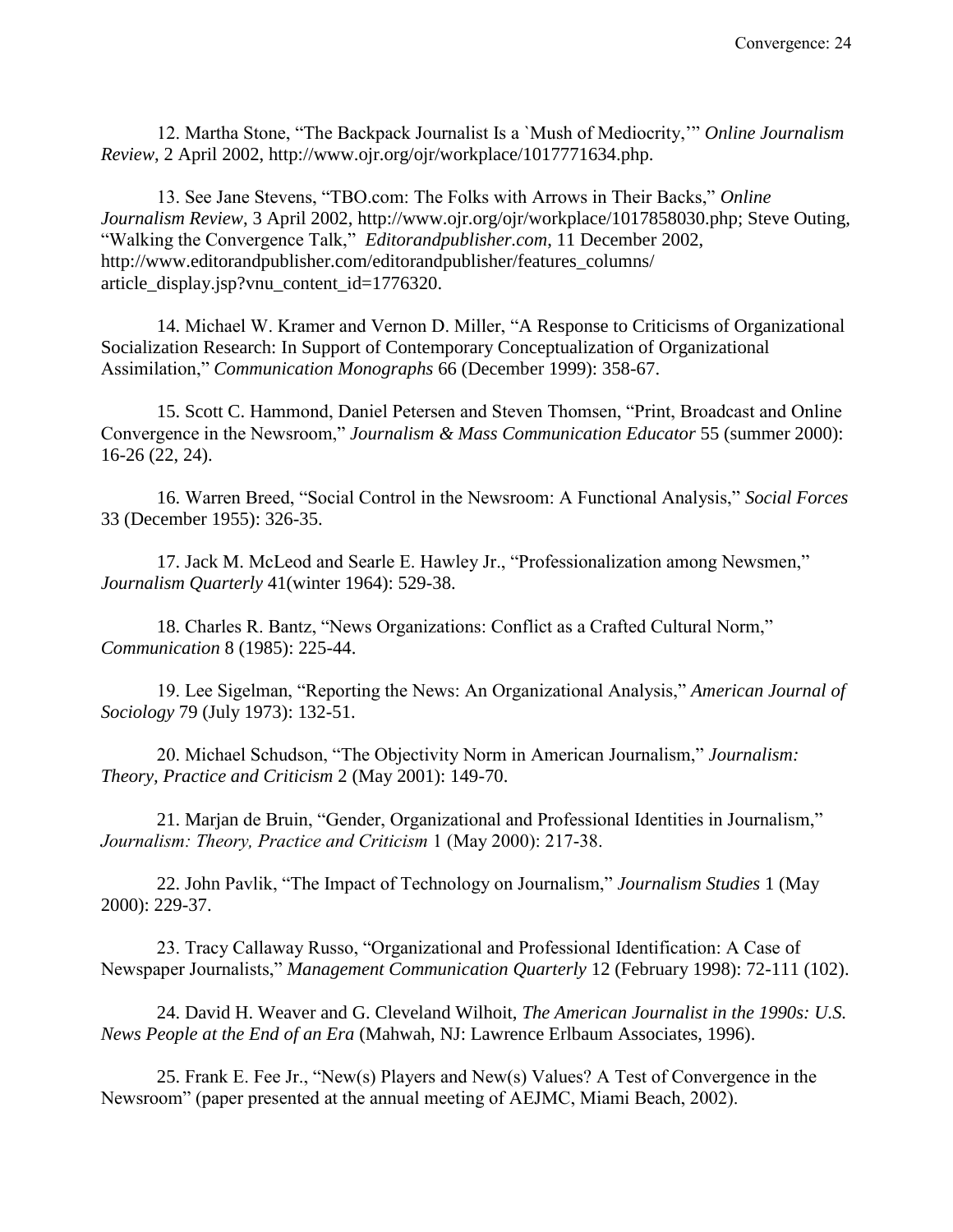12. Martha Stone, "The Backpack Journalist Is a `Mush of Mediocrity,'" *Online Journalism Review*, 2 April 2002, http://www.ojr.org/ojr/workplace/1017771634.php.

13. See Jane Stevens, "TBO.com: The Folks with Arrows in Their Backs," *Online Journalism Review*, 3 April 2002, http://www.ojr.org/ojr/workplace/1017858030.php; Steve Outing, "Walking the Convergence Talk," *Editorandpublisher.com*, 11 December 2002, http://www.editorandpublisher.com/editorandpublisher/features_columns/article_display.jsp?vnu_content_id=1776320.

14. Michael W. Kramer and Vernon D. Miller, "A Response to Criticisms of Organizational Socialization Research: In Support of Contemporary Conceptualization of Organizational Assimilation," *Communication Monographs* 66 (December 1999): 358-67.

15. Scott C. Hammond, Daniel Petersen and Steven Thomsen, "Print, Broadcast and Online Convergence in the Newsroom," *Journalism & Mass Communication Educator* 55 (summer 2000): 16-26 (22, 24).

16. Warren Breed, "Social Control in the Newsroom: A Functional Analysis," *Social Forces* 33 (December 1955): 326-35.

17. Jack M. McLeod and Searle E. Hawley Jr., "Professionalization among Newsmen," *Journalism Quarterly* 41(winter 1964): 529-38.

18. Charles R. Bantz, "News Organizations: Conflict as a Crafted Cultural Norm," *Communication* 8 (1985): 225-44.

19. Lee Sigelman, "Reporting the News: An Organizational Analysis," *American Journal of Sociology* 79 (July 1973): 132-51.

20. Michael Schudson, "The Objectivity Norm in American Journalism," *Journalism: Theory, Practice and Criticism* 2 (May 2001): 149-70.

21. Marjan de Bruin, "Gender, Organizational and Professional Identities in Journalism," *Journalism: Theory, Practice and Criticism* 1 (May 2000): 217-38.

22. John Pavlik, "The Impact of Technology on Journalism," *Journalism Studies* 1 (May 2000): 229-37.

23. Tracy Callaway Russo, "Organizational and Professional Identification: A Case of Newspaper Journalists," *Management Communication Quarterly* 12 (February 1998): 72-111 (102).

24. David H. Weaver and G. Cleveland Wilhoit, *The American Journalist in the 1990s: U.S. News People at the End of an Era* (Mahwah, NJ: Lawrence Erlbaum Associates, 1996).

25. Frank E. Fee Jr., "New(s) Players and New(s) Values? A Test of Convergence in the Newsroom" (paper presented at the annual meeting of AEJMC, Miami Beach, 2002).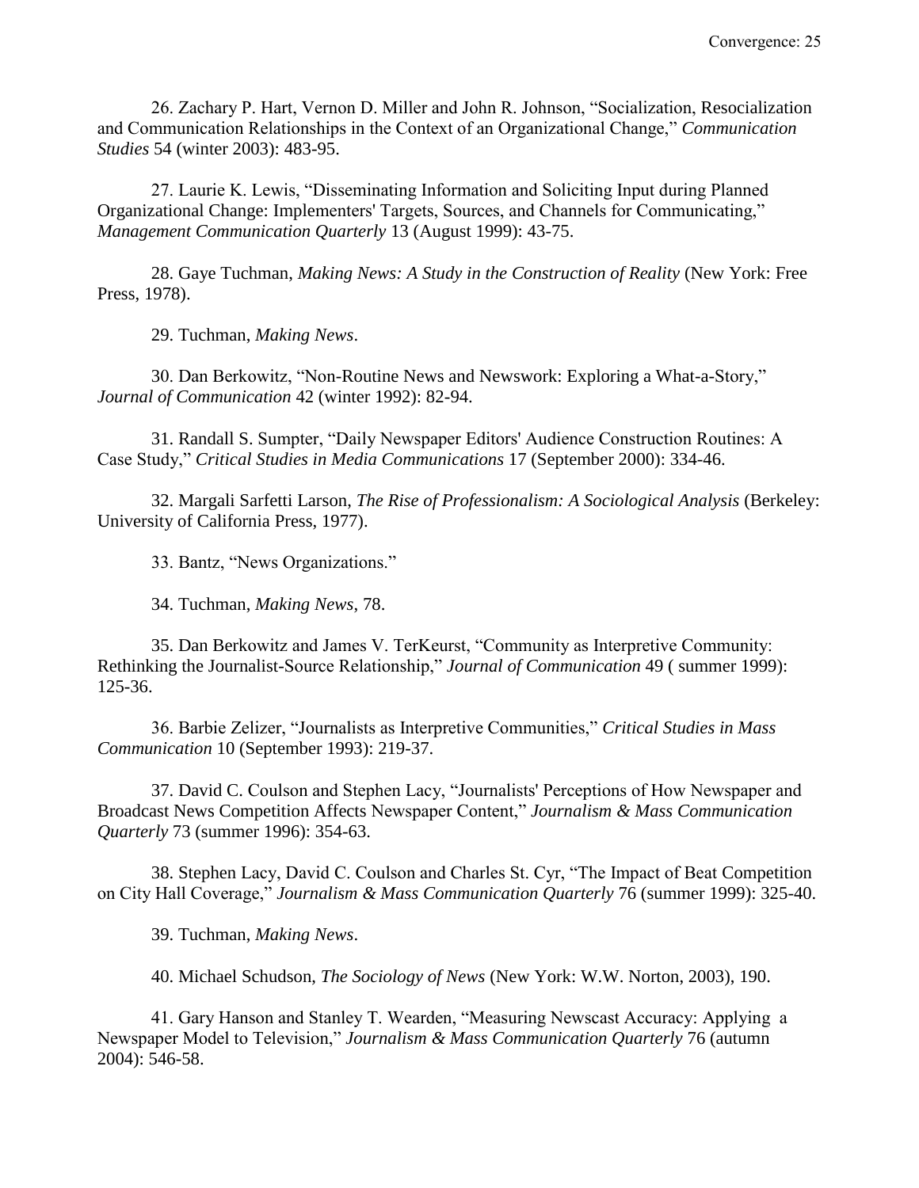26. Zachary P. Hart, Vernon D. Miller and John R. Johnson, "Socialization, Resocialization and Communication Relationships in the Context of an Organizational Change," *Communication Studies* 54 (winter 2003): 483-95.

27. Laurie K. Lewis, "Disseminating Information and Soliciting Input during Planned Organizational Change: Implementers' Targets, Sources, and Channels for Communicating," *Management Communication Quarterly* 13 (August 1999): 43-75.

28. Gaye Tuchman, *Making News: A Study in the Construction of Reality* (New York: Free Press, 1978).

29. Tuchman, *Making News*.

30. Dan Berkowitz, "Non-Routine News and Newswork: Exploring a What-a-Story," *Journal of Communication* 42 (winter 1992): 82-94.

31. Randall S. Sumpter, "Daily Newspaper Editors' Audience Construction Routines: A Case Study," *Critical Studies in Media Communications* 17 (September 2000): 334-46.

32. Margali Sarfetti Larson, *The Rise of Professionalism: A Sociological Analysis* (Berkeley: University of California Press, 1977).

33. Bantz, "News Organizations."

34. Tuchman, *Making News*, 78.

35. Dan Berkowitz and James V. TerKeurst, "Community as Interpretive Community: Rethinking the Journalist-Source Relationship," *Journal of Communication* 49 ( summer 1999): 125-36.

36. Barbie Zelizer, "Journalists as Interpretive Communities," *Critical Studies in Mass Communication* 10 (September 1993): 219-37.

37. David C. Coulson and Stephen Lacy, "Journalists' Perceptions of How Newspaper and Broadcast News Competition Affects Newspaper Content," *Journalism & Mass Communication Quarterly* 73 (summer 1996): 354-63.

38. Stephen Lacy, David C. Coulson and Charles St. Cyr, "The Impact of Beat Competition on City Hall Coverage," *Journalism & Mass Communication Quarterly* 76 (summer 1999): 325-40.

39. Tuchman, *Making News*.

40. Michael Schudson, *The Sociology of News* (New York: W.W. Norton, 2003), 190.

41. Gary Hanson and Stanley T. Wearden, "Measuring Newscast Accuracy: Applying a Newspaper Model to Television," *Journalism & Mass Communication Quarterly* 76 (autumn 2004): 546-58.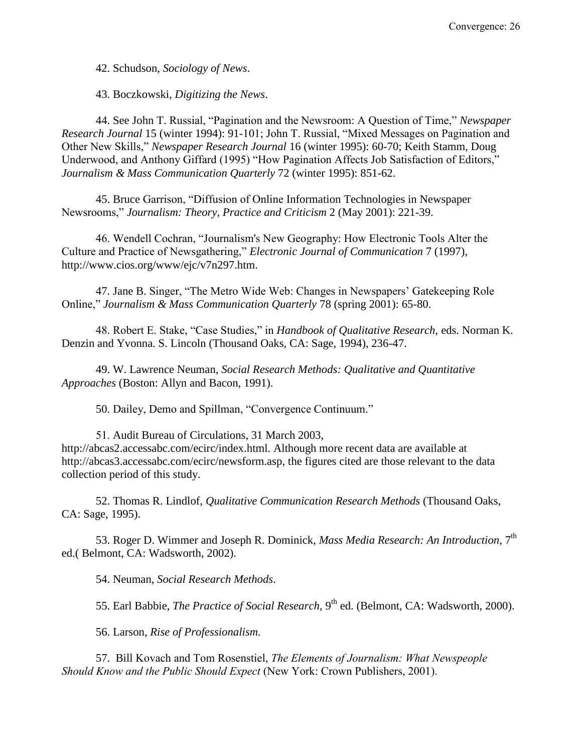42. Schudson, *Sociology of News*.

43. Boczkowski, *Digitizing the News*.

44. See John T. Russial, "Pagination and the Newsroom: A Question of Time," *Newspaper Research Journal* 15 (winter 1994): 91-101; John T. Russial, "Mixed Messages on Pagination and Other New Skills," *Newspaper Research Journal* 16 (winter 1995): 60-70; Keith Stamm, Doug Underwood, and Anthony Giffard (1995) "How Pagination Affects Job Satisfaction of Editors," *Journalism & Mass Communication Quarterly* 72 (winter 1995): 851-62.

45. Bruce Garrison, "Diffusion of Online Information Technologies in Newspaper Newsrooms," *Journalism: Theory, Practice and Criticism* 2 (May 2001): 221-39.

46. Wendell Cochran, "Journalism's New Geography: How Electronic Tools Alter the Culture and Practice of Newsgathering," *Electronic Journal of Communication* 7 (1997), http://www.cios.org/www/ejc/v7n297.htm.

47. Jane B. Singer, "The Metro Wide Web: Changes in Newspapers' Gatekeeping Role Online," *Journalism & Mass Communication Quarterly* 78 (spring 2001): 65-80.

48. Robert E. Stake, "Case Studies," in *Handbook of Qualitative Research*, eds. Norman K. Denzin and Yvonna. S. Lincoln (Thousand Oaks, CA: Sage, 1994), 236-47.

49. W. Lawrence Neuman, *Social Research Methods: Qualitative and Quantitative Approaches* (Boston: Allyn and Bacon, 1991).

50. Dailey, Demo and Spillman, "Convergence Continuum."

51. Audit Bureau of Circulations, 31 March 2003, http://abcas2.accessabc.com/ecirc/index.html. Although more recent data are available at http://abcas3.accessabc.com/ecirc/newsform.asp, the figures cited are those relevant to the data collection period of this study.

52. Thomas R. Lindlof, *Qualitative Communication Research Methods* (Thousand Oaks, CA: Sage, 1995).

53. Roger D. Wimmer and Joseph R. Dominick, *Mass Media Research: An Introduction*, 7th ed.( Belmont, CA: Wadsworth, 2002).

54. Neuman, *Social Research Methods*.

55. Earl Babbie, *The Practice of Social Research*, 9th ed. (Belmont, CA: Wadsworth, 2000).

56. Larson, *Rise of Professionalism.*

57. Bill Kovach and Tom Rosenstiel, *The Elements of Journalism: What Newspeople Should Know and the Public Should Expect* (New York: Crown Publishers, 2001).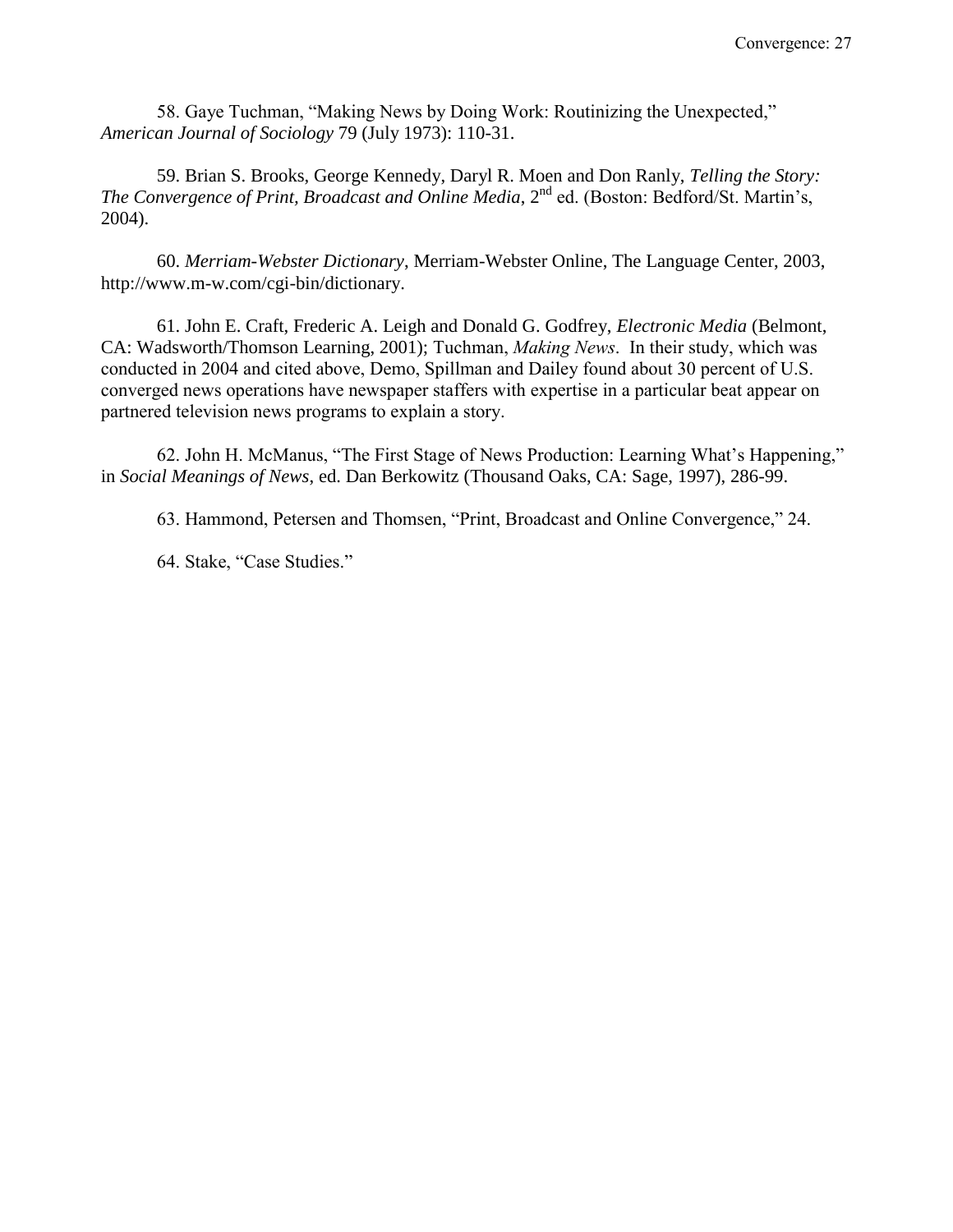58. Gaye Tuchman, "Making News by Doing Work: Routinizing the Unexpected," *American Journal of Sociology* 79 (July 1973): 110-31.

59. Brian S. Brooks, George Kennedy, Daryl R. Moen and Don Ranly, *Telling the Story: The Convergence of Print, Broadcast and Online Media*, 2nd ed. (Boston: Bedford/St. Martin's, 2004).

60. *Merriam-Webster Dictionary*, Merriam-Webster Online, The Language Center, 2003, http://www.m-w.com/cgi-bin/dictionary.

61. John E. Craft, Frederic A. Leigh and Donald G. Godfrey, *Electronic Media* (Belmont, CA: Wadsworth/Thomson Learning, 2001); Tuchman, *Making News*. In their study, which was conducted in 2004 and cited above, Demo, Spillman and Dailey found about 30 percent of U.S. converged news operations have newspaper staffers with expertise in a particular beat appear on partnered television news programs to explain a story.

62. John H. McManus, "The First Stage of News Production: Learning What's Happening," in *Social Meanings of News*, ed. Dan Berkowitz (Thousand Oaks, CA: Sage, 1997), 286-99.

63. Hammond, Petersen and Thomsen, "Print, Broadcast and Online Convergence," 24.

64. Stake, "Case Studies."